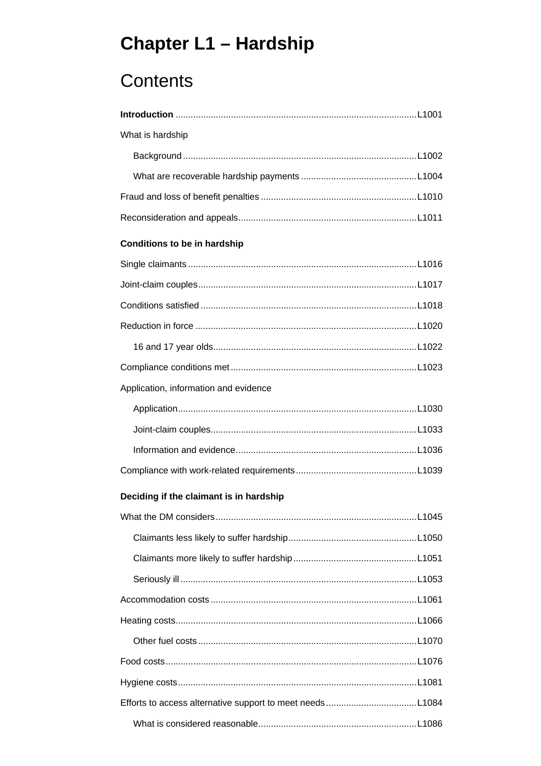# Chapter L1 – Hardship

## Contents

**Introduction** .......... L1001

What is hardship

- Background .......... L1002
- What are recoverable hardship payments .......... L1004

Fraud and loss of benefit penalties .......... L1010

Reconsideration and appeals .......... L1011

**Conditions to be in hardship**

Single claimants .......... L1016

Joint-claim couples .......... L1017

Conditions satisfied .......... L1018

Reduction in force .......... L1020

- 16 and 17 year olds .......... L1022

Compliance conditions met .......... L1023

Application, information and evidence

- Application .......... L1030
- Joint-claim couples .......... L1033
- Information and evidence .......... L1036

Compliance with work-related requirements .......... L1039

**Deciding if the claimant is in hardship**

What the DM considers .......... L1045

- Claimants less likely to suffer hardship .......... L1050
- Claimants more likely to suffer hardship .......... L1051
- Seriously ill .......... L1053

Accommodation costs .......... L1061

Heating costs .......... L1066

- Other fuel costs .......... L1070

Food costs .......... L1076

Hygiene costs .......... L1081

Efforts to access alternative support to meet needs .......... L1084

- What is considered reasonable .......... L1086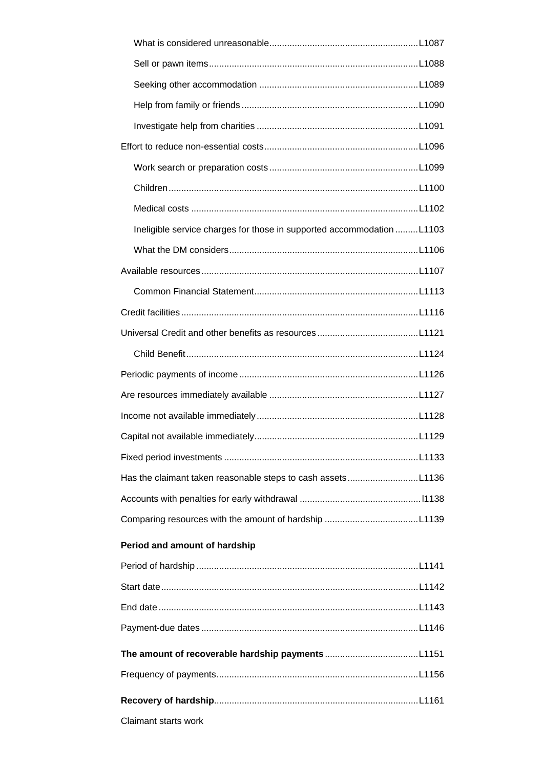What is considered unreasonable .......... L1087

Sell or pawn items .......... L1088

Seeking other accommodation .......... L1089

Help from family or friends .......... L1090

Investigate help from charities .......... L1091

Effort to reduce non-essential costs .......... L1096

Work search or preparation costs .......... L1099

Children .......... L1100

Medical costs .......... L1102

Ineligible service charges for those in supported accommodation .......... L1103

What the DM considers .......... L1106

Available resources .......... L1107

Common Financial Statement .......... L1113

Credit facilities .......... L1116

Universal Credit and other benefits as resources .......... L1121

Child Benefit .......... L1124

Periodic payments of income .......... L1126

Are resources immediately available .......... L1127

Income not available immediately .......... L1128

Capital not available immediately .......... L1129

Fixed period investments .......... L1133

Has the claimant taken reasonable steps to cash assets .......... L1136

Accounts with penalties for early withdrawal .......... l1138

Comparing resources with the amount of hardship .......... L1139

**Period and amount of hardship**

Period of hardship .......... L1141

Start date .......... L1142

End date .......... L1143

Payment-due dates .......... L1146

**The amount of recoverable hardship payments** .......... L1151

Frequency of payments .......... L1156

**Recovery of hardship** .......... L1161

Claimant starts work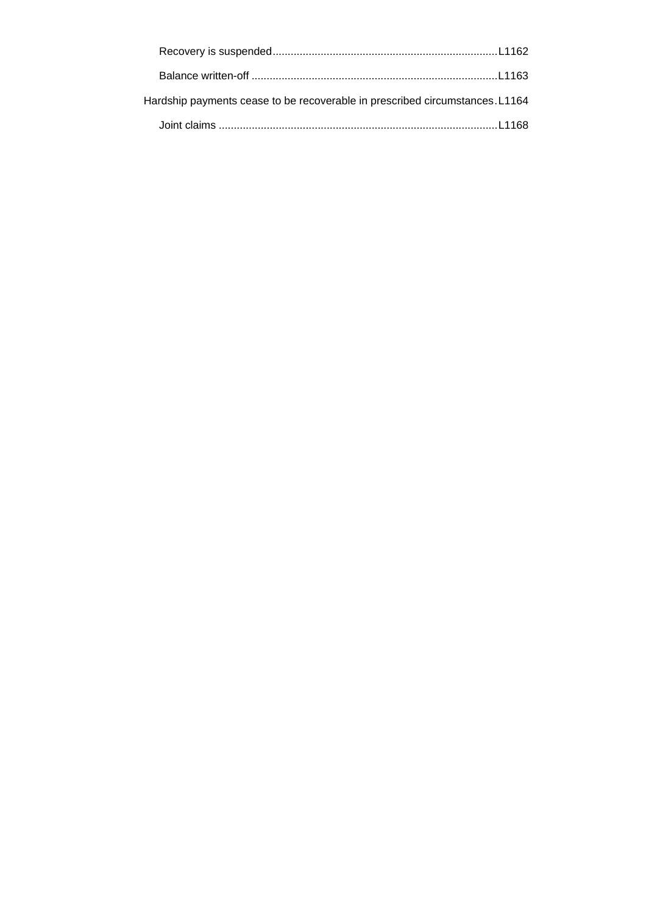Recovery is suspended .......................................................................... L1162

Balance written-off ................................................................................ L1163

Hardship payments cease to be recoverable in prescribed circumstances . L1164

Joint claims ........................................................................................... L1168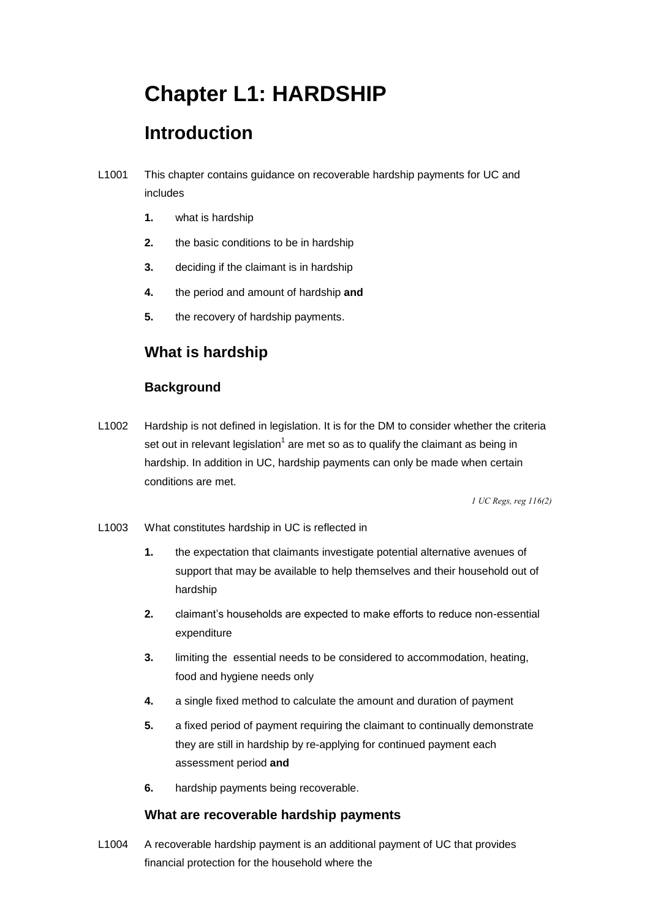# Chapter L1: HARDSHIP

## Introduction

L1001 This chapter contains guidance on recoverable hardship payments for UC and includes

1. what is hardship
2. the basic conditions to be in hardship
3. deciding if the claimant is in hardship
4. the period and amount of hardship **and**
5. the recovery of hardship payments.

## What is hardship

### Background

L1002 Hardship is not defined in legislation. It is for the DM to consider whether the criteria set out in relevant legislation[1] are met so as to qualify the claimant as being in hardship. In addition in UC, hardship payments can only be made when certain conditions are met.

*1 UC Regs, reg 116(2)*

L1003 What constitutes hardship in UC is reflected in

1. the expectation that claimants investigate potential alternative avenues of support that may be available to help themselves and their household out of hardship
2. claimant's households are expected to make efforts to reduce non-essential expenditure
3. limiting the essential needs to be considered to accommodation, heating, food and hygiene needs only
4. a single fixed method to calculate the amount and duration of payment
5. a fixed period of payment requiring the claimant to continually demonstrate they are still in hardship by re-applying for continued payment each assessment period **and**
6. hardship payments being recoverable.

### What are recoverable hardship payments

L1004 A recoverable hardship payment is an additional payment of UC that provides financial protection for the household where the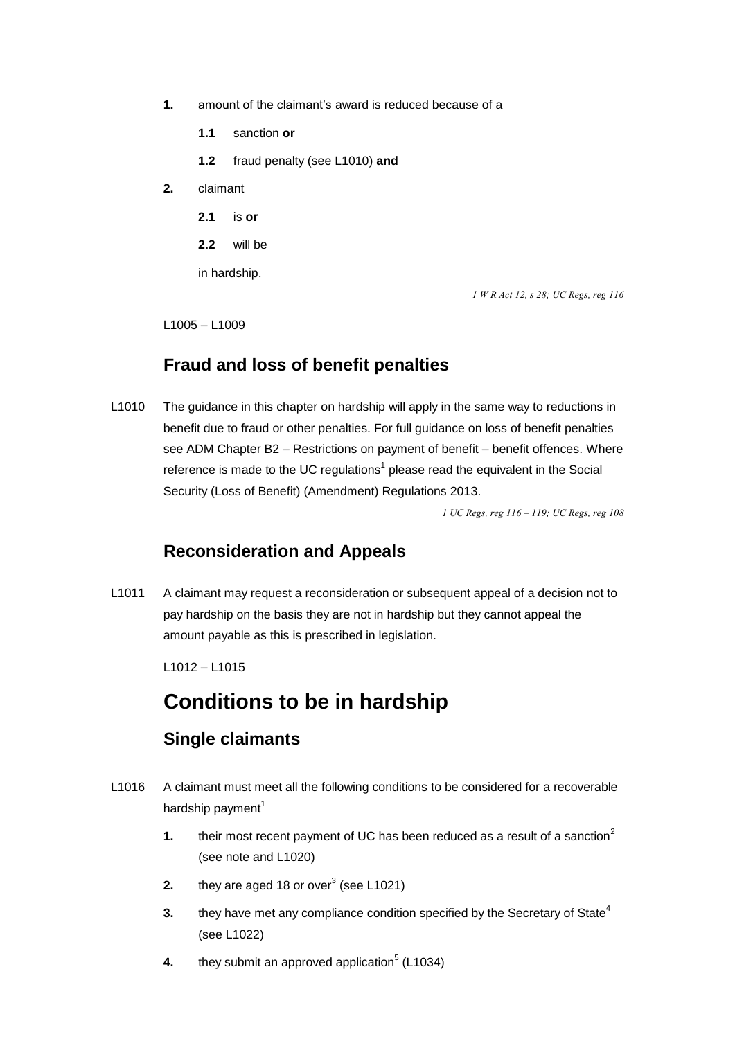**1.** amount of the claimant's award is reduced because of a

**1.1** sanction **or**

**1.2** fraud penalty (see L1010) **and**

**2.** claimant

**2.1** is **or**

**2.2** will be

in hardship.

*1 W R Act 12, s 28; UC Regs, reg 116*

L1005 – L1009

## Fraud and loss of benefit penalties

L1010 The guidance in this chapter on hardship will apply in the same way to reductions in benefit due to fraud or other penalties. For full guidance on loss of benefit penalties see ADM Chapter B2 – Restrictions on payment of benefit – benefit offences. Where reference is made to the UC regulations[1] please read the equivalent in the Social Security (Loss of Benefit) (Amendment) Regulations 2013.

*1 UC Regs, reg 116 – 119; UC Regs, reg 108*

## Reconsideration and Appeals

L1011 A claimant may request a reconsideration or subsequent appeal of a decision not to pay hardship on the basis they are not in hardship but they cannot appeal the amount payable as this is prescribed in legislation.

L1012 – L1015

# Conditions to be in hardship

## Single claimants

L1016 A claimant must meet all the following conditions to be considered for a recoverable hardship payment[1]

**1.** their most recent payment of UC has been reduced as a result of a sanction[2] (see note and L1020)

**2.** they are aged 18 or over[3] (see L1021)

**3.** they have met any compliance condition specified by the Secretary of State[4] (see L1022)

**4.** they submit an approved application[5] (L1034)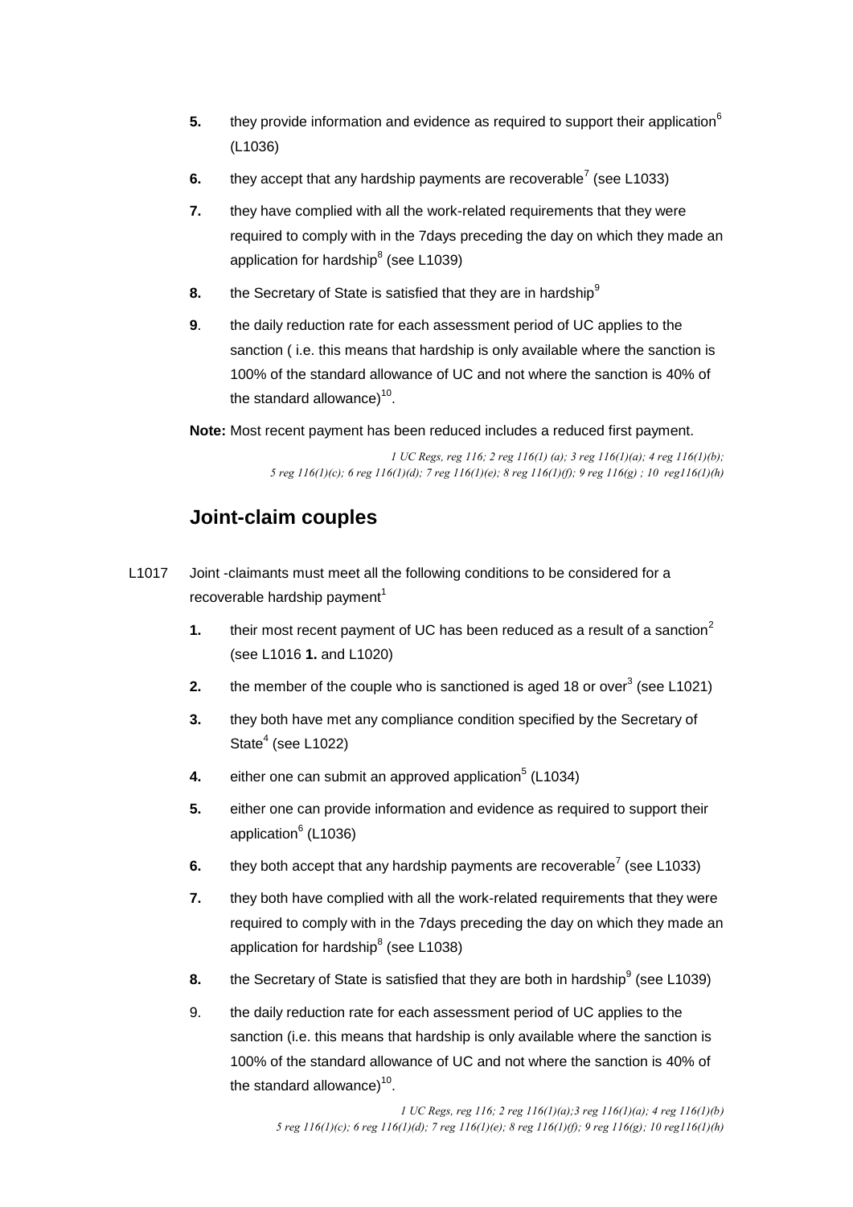**5.** they provide information and evidence as required to support their application[6] (L1036)

**6.** they accept that any hardship payments are recoverable[7] (see L1033)

**7.** they have complied with all the work-related requirements that they were required to comply with in the 7days preceding the day on which they made an application for hardship[8] (see L1039)

**8.** the Secretary of State is satisfied that they are in hardship[9]

**9**. the daily reduction rate for each assessment period of UC applies to the sanction ( i.e. this means that hardship is only available where the sanction is 100% of the standard allowance of UC and not where the sanction is 40% of the standard allowance)[10].

**Note:** Most recent payment has been reduced includes a reduced first payment.

*1 UC Regs, reg 116; 2 reg 116(1) (a); 3 reg 116(1)(a); 4 reg 116(1)(b); 5 reg 116(1)(c); 6 reg 116(1)(d); 7 reg 116(1)(e); 8 reg 116(1)(f); 9 reg 116(g) ; 10 reg116(1)(h)*

## Joint-claim couples

L1017 Joint -claimants must meet all the following conditions to be considered for a recoverable hardship payment[1]

**1.** their most recent payment of UC has been reduced as a result of a sanction[2] (see L1016 **1.** and L1020)

**2.** the member of the couple who is sanctioned is aged 18 or over[3] (see L1021)

**3.** they both have met any compliance condition specified by the Secretary of State[4] (see L1022)

**4.** either one can submit an approved application[5] (L1034)

**5.** either one can provide information and evidence as required to support their application[6] (L1036)

**6.** they both accept that any hardship payments are recoverable[7] (see L1033)

**7.** they both have complied with all the work-related requirements that they were required to comply with in the 7days preceding the day on which they made an application for hardship[8] (see L1038)

**8.** the Secretary of State is satisfied that they are both in hardship[9] (see L1039)

9. the daily reduction rate for each assessment period of UC applies to the sanction (i.e. this means that hardship is only available where the sanction is 100% of the standard allowance of UC and not where the sanction is 40% of the standard allowance)[10].

*1 UC Regs, reg 116; 2 reg 116(1)(a);3 reg 116(1)(a); 4 reg 116(1)(b) 5 reg 116(1)(c); 6 reg 116(1)(d); 7 reg 116(1)(e); 8 reg 116(1)(f); 9 reg 116(g); 10 reg116(1)(h)*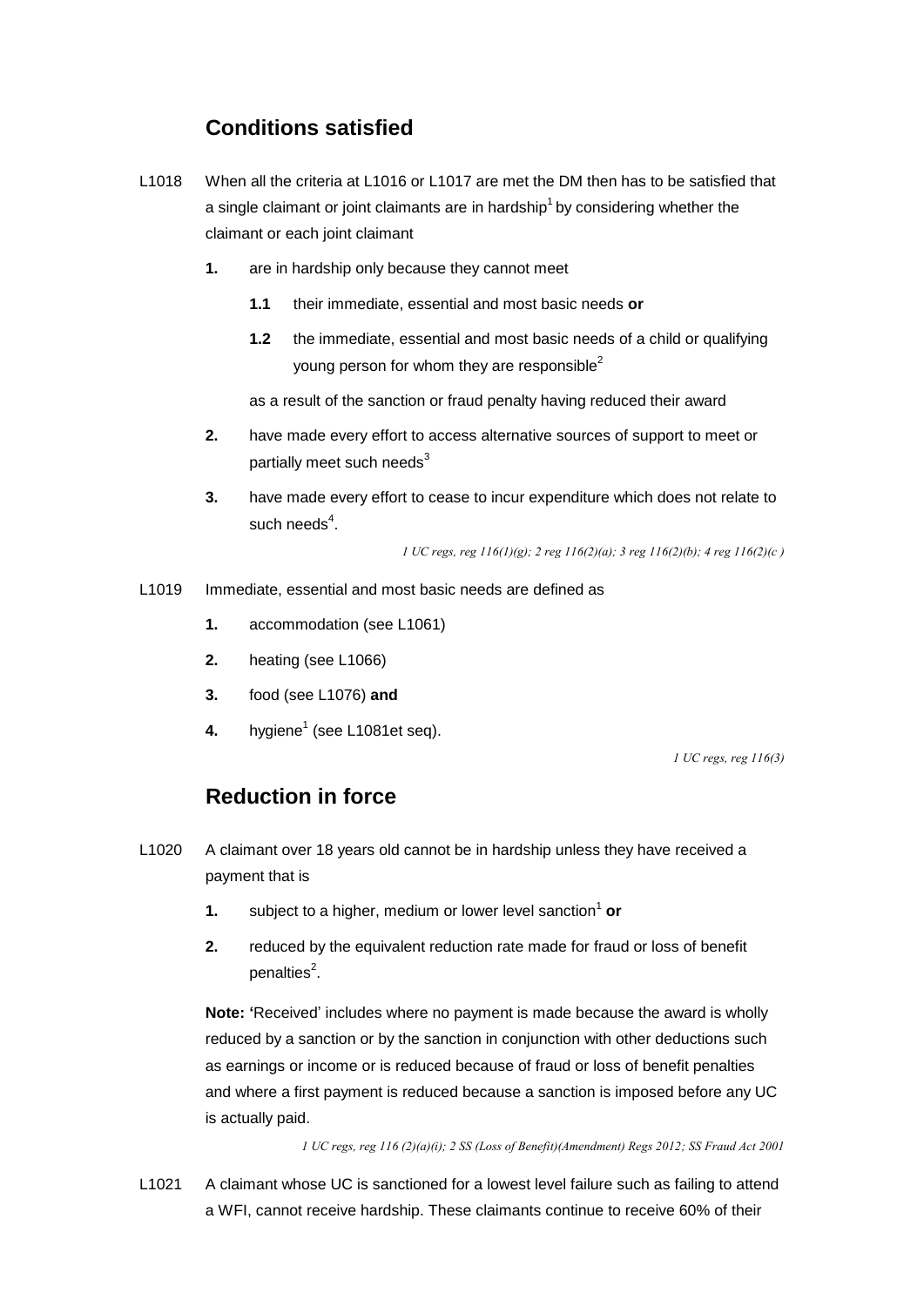## Conditions satisfied

L1018 When all the criteria at L1016 or L1017 are met the DM then has to be satisfied that a single claimant or joint claimants are in hardship[1] by considering whether the claimant or each joint claimant

**1.** are in hardship only because they cannot meet

**1.1** their immediate, essential and most basic needs **or**

**1.2** the immediate, essential and most basic needs of a child or qualifying young person for whom they are responsible[2]

as a result of the sanction or fraud penalty having reduced their award

**2.** have made every effort to access alternative sources of support to meet or partially meet such needs[3]

**3.** have made every effort to cease to incur expenditure which does not relate to such needs[4].

*1 UC regs, reg 116(1)(g); 2 reg 116(2)(a); 3 reg 116(2)(b); 4 reg 116(2)(c )*

L1019 Immediate, essential and most basic needs are defined as

**1.** accommodation (see L1061)

**2.** heating (see L1066)

**3.** food (see L1076) **and**

**4.** hygiene[1] (see L1081et seq).

*1 UC regs, reg 116(3)*

## Reduction in force

L1020 A claimant over 18 years old cannot be in hardship unless they have received a payment that is

**1.** subject to a higher, medium or lower level sanction[1] **or**

**2.** reduced by the equivalent reduction rate made for fraud or loss of benefit penalties[2].

**Note: '**Received' includes where no payment is made because the award is wholly reduced by a sanction or by the sanction in conjunction with other deductions such as earnings or income or is reduced because of fraud or loss of benefit penalties and where a first payment is reduced because a sanction is imposed before any UC is actually paid.

*1 UC regs, reg 116 (2)(a)(i); 2 SS (Loss of Benefit)(Amendment) Regs 2012; SS Fraud Act 2001*

L1021 A claimant whose UC is sanctioned for a lowest level failure such as failing to attend a WFI, cannot receive hardship. These claimants continue to receive 60% of their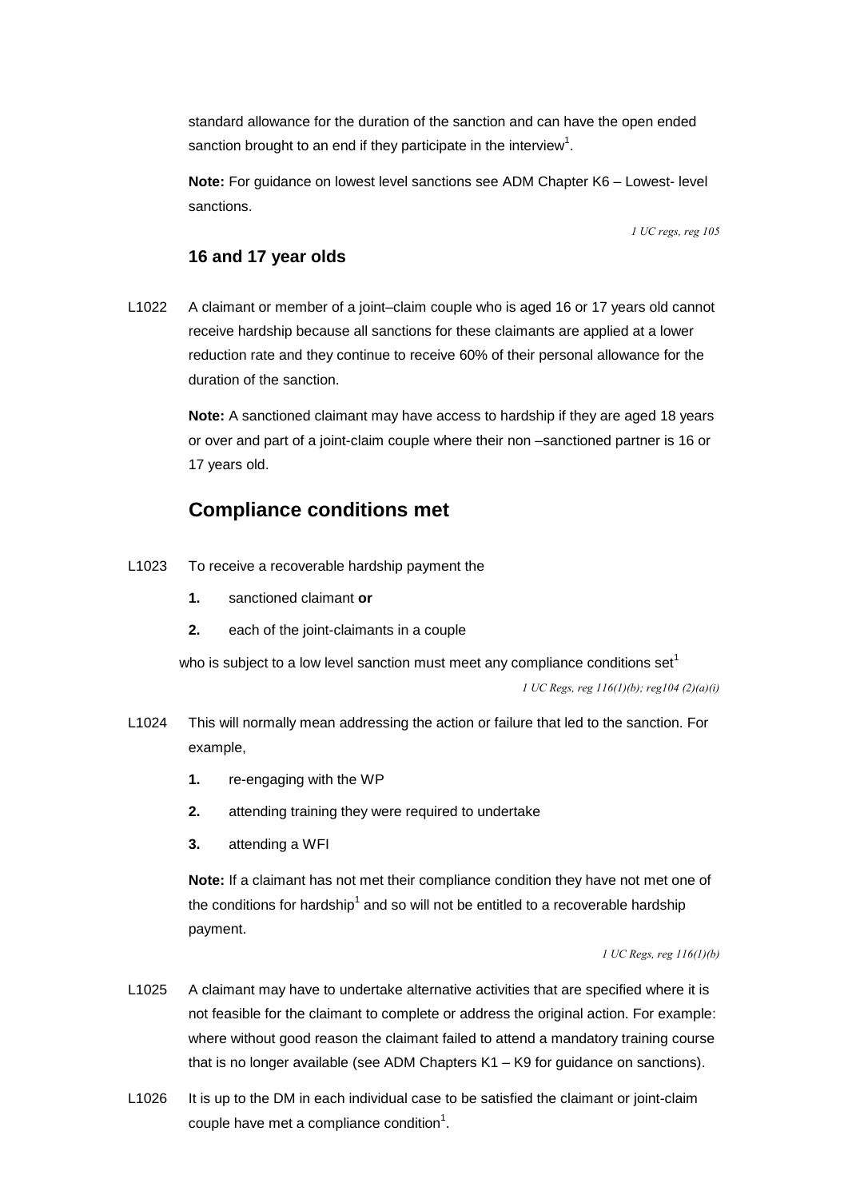standard allowance for the duration of the sanction and can have the open ended sanction brought to an end if they participate in the interview[1].

**Note:** For guidance on lowest level sanctions see ADM Chapter K6 – Lowest- level sanctions.

*1 UC regs, reg 105*

### 16 and 17 year olds

L1022 A claimant or member of a joint–claim couple who is aged 16 or 17 years old cannot receive hardship because all sanctions for these claimants are applied at a lower reduction rate and they continue to receive 60% of their personal allowance for the duration of the sanction.

**Note:** A sanctioned claimant may have access to hardship if they are aged 18 years or over and part of a joint-claim couple where their non –sanctioned partner is 16 or 17 years old.

## Compliance conditions met

L1023 To receive a recoverable hardship payment the

1. sanctioned claimant **or**
2. each of the joint-claimants in a couple

who is subject to a low level sanction must meet any compliance conditions set[1]

*1 UC Regs, reg 116(1)(b); reg104 (2)(a)(i)*

L1024 This will normally mean addressing the action or failure that led to the sanction. For example,

1. re-engaging with the WP
2. attending training they were required to undertake
3. attending a WFI

**Note:** If a claimant has not met their compliance condition they have not met one of the conditions for hardship[1] and so will not be entitled to a recoverable hardship payment.

*1 UC Regs, reg 116(1)(b)*

L1025 A claimant may have to undertake alternative activities that are specified where it is not feasible for the claimant to complete or address the original action. For example: where without good reason the claimant failed to attend a mandatory training course that is no longer available (see ADM Chapters K1 – K9 for guidance on sanctions).

L1026 It is up to the DM in each individual case to be satisfied the claimant or joint-claim couple have met a compliance condition[1].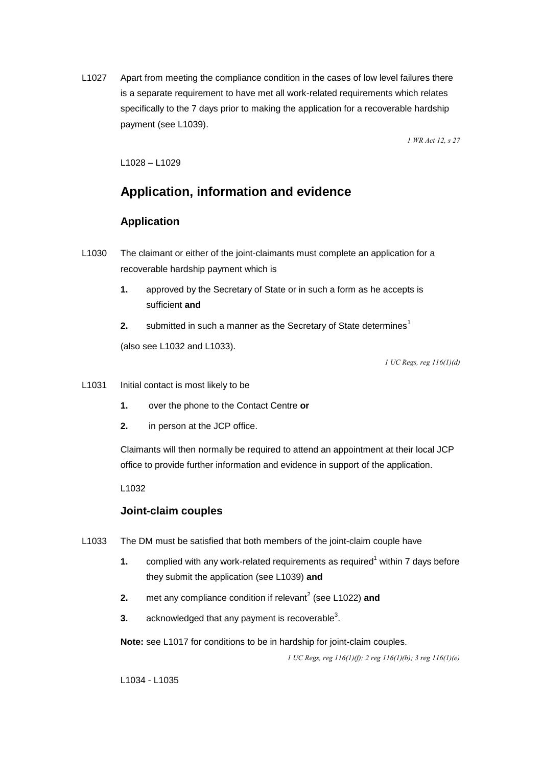L1027 Apart from meeting the compliance condition in the cases of low level failures there is a separate requirement to have met all work-related requirements which relates specifically to the 7 days prior to making the application for a recoverable hardship payment (see L1039).

*1 WR Act 12, s 27*

L1028 – L1029

## Application, information and evidence

### Application

L1030 The claimant or either of the joint-claimants must complete an application for a recoverable hardship payment which is

1. approved by the Secretary of State or in such a form as he accepts is sufficient **and**
2. submitted in such a manner as the Secretary of State determines[1]

(also see L1032 and L1033).

*1 UC Regs, reg 116(1)(d)*

L1031 Initial contact is most likely to be

1. over the phone to the Contact Centre **or**
2. in person at the JCP office.

Claimants will then normally be required to attend an appointment at their local JCP office to provide further information and evidence in support of the application.

L1032

### Joint-claim couples

L1033 The DM must be satisfied that both members of the joint-claim couple have

1. complied with any work-related requirements as required[1] within 7 days before they submit the application (see L1039) **and**
2. met any compliance condition if relevant[2] (see L1022) **and**
3. acknowledged that any payment is recoverable[3].

**Note:** see L1017 for conditions to be in hardship for joint-claim couples.

*1 UC Regs, reg 116(1)(f); 2 reg 116(1)(b); 3 reg 116(1)(e)*

L1034 - L1035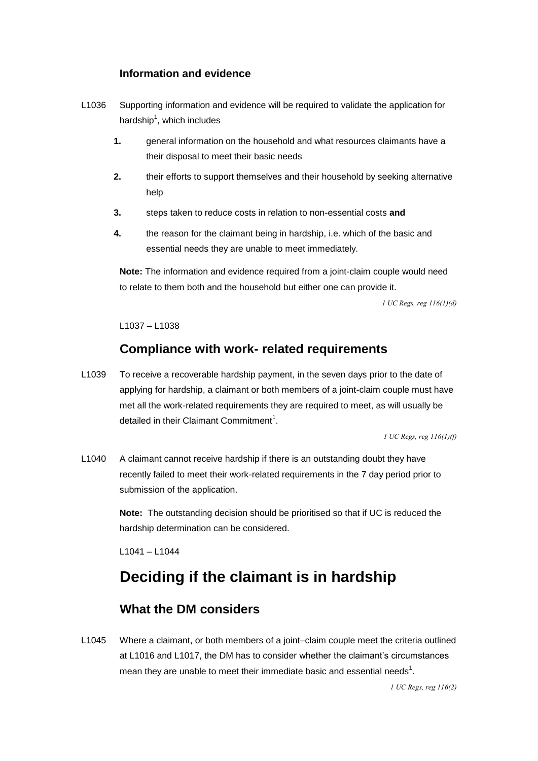### Information and evidence

L1036 Supporting information and evidence will be required to validate the application for hardship[1], which includes

1. general information on the household and what resources claimants have a their disposal to meet their basic needs
2. their efforts to support themselves and their household by seeking alternative help
3. steps taken to reduce costs in relation to non-essential costs **and**
4. the reason for the claimant being in hardship, i.e. which of the basic and essential needs they are unable to meet immediately.

**Note:** The information and evidence required from a joint-claim couple would need to relate to them both and the household but either one can provide it.

*1 UC Regs, reg 116(1)(d)*

L1037 – L1038

## Compliance with work- related requirements

L1039 To receive a recoverable hardship payment, in the seven days prior to the date of applying for hardship, a claimant or both members of a joint-claim couple must have met all the work-related requirements they are required to meet, as will usually be detailed in their Claimant Commitment[1].

*1 UC Regs, reg 116(1)(f)*

L1040 A claimant cannot receive hardship if there is an outstanding doubt they have recently failed to meet their work-related requirements in the 7 day period prior to submission of the application.

**Note:** The outstanding decision should be prioritised so that if UC is reduced the hardship determination can be considered.

L1041 – L1044

# Deciding if the claimant is in hardship

## What the DM considers

L1045 Where a claimant, or both members of a joint–claim couple meet the criteria outlined at L1016 and L1017, the DM has to consider whether the claimant's circumstances mean they are unable to meet their immediate basic and essential needs[1].

*1 UC Regs, reg 116(2)*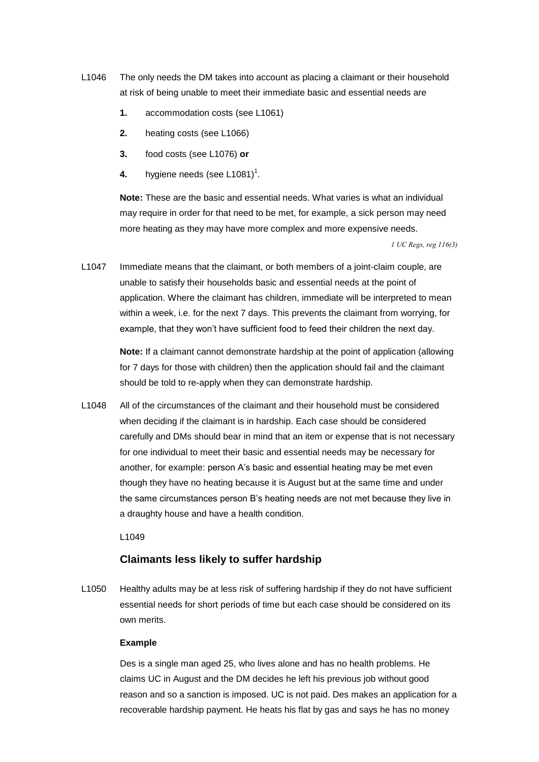L1046 The only needs the DM takes into account as placing a claimant or their household at risk of being unable to meet their immediate basic and essential needs are

1. accommodation costs (see L1061)
2. heating costs (see L1066)
3. food costs (see L1076) **or**
4. hygiene needs (see L1081)[1].

**Note:** These are the basic and essential needs. What varies is what an individual may require in order for that need to be met, for example, a sick person may need more heating as they may have more complex and more expensive needs.

*1 UC Regs, reg 116(3)*

L1047 Immediate means that the claimant, or both members of a joint-claim couple, are unable to satisfy their households basic and essential needs at the point of application. Where the claimant has children, immediate will be interpreted to mean within a week, i.e. for the next 7 days. This prevents the claimant from worrying, for example, that they won't have sufficient food to feed their children the next day.

**Note:** If a claimant cannot demonstrate hardship at the point of application (allowing for 7 days for those with children) then the application should fail and the claimant should be told to re-apply when they can demonstrate hardship.

L1048 All of the circumstances of the claimant and their household must be considered when deciding if the claimant is in hardship. Each case should be considered carefully and DMs should bear in mind that an item or expense that is not necessary for one individual to meet their basic and essential needs may be necessary for another, for example: person A's basic and essential heating may be met even though they have no heating because it is August but at the same time and under the same circumstances person B's heating needs are not met because they live in a draughty house and have a health condition.

L1049

### Claimants less likely to suffer hardship

L1050 Healthy adults may be at less risk of suffering hardship if they do not have sufficient essential needs for short periods of time but each case should be considered on its own merits.

**Example**

Des is a single man aged 25, who lives alone and has no health problems. He claims UC in August and the DM decides he left his previous job without good reason and so a sanction is imposed. UC is not paid. Des makes an application for a recoverable hardship payment. He heats his flat by gas and says he has no money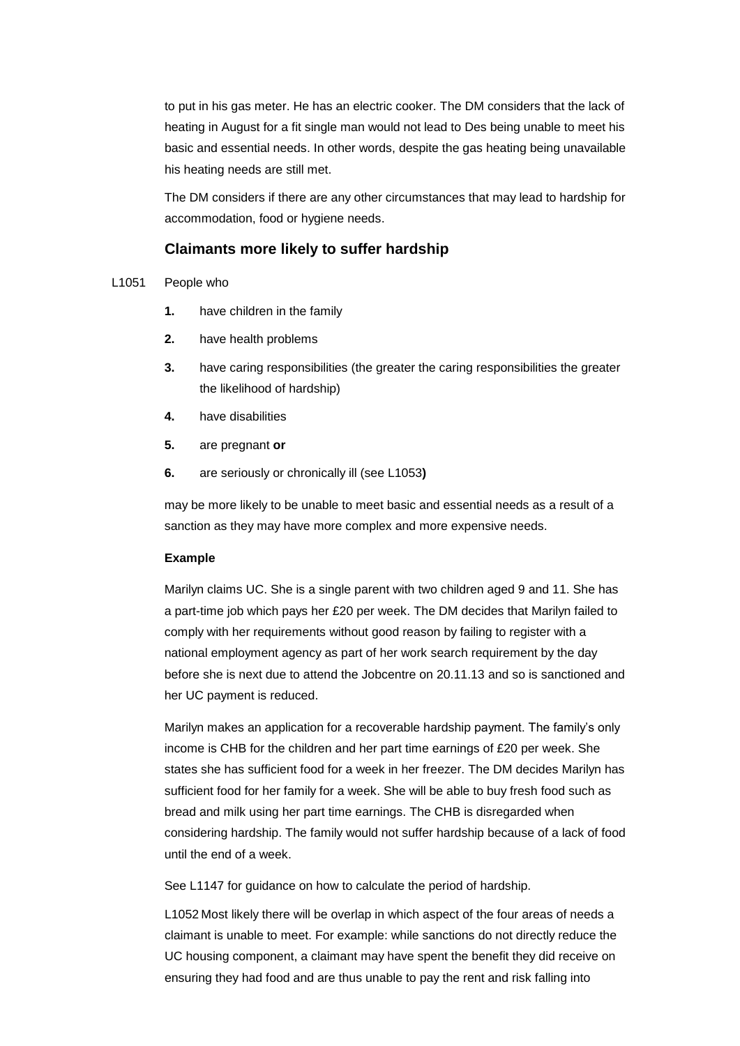to put in his gas meter. He has an electric cooker. The DM considers that the lack of heating in August for a fit single man would not lead to Des being unable to meet his basic and essential needs. In other words, despite the gas heating being unavailable his heating needs are still met.

The DM considers if there are any other circumstances that may lead to hardship for accommodation, food or hygiene needs.

### Claimants more likely to suffer hardship

L1051 People who

1. have children in the family
2. have health problems
3. have caring responsibilities (the greater the caring responsibilities the greater the likelihood of hardship)
4. have disabilities
5. are pregnant **or**
6. are seriously or chronically ill (see L1053**)**

may be more likely to be unable to meet basic and essential needs as a result of a sanction as they may have more complex and more expensive needs.

**Example**

Marilyn claims UC. She is a single parent with two children aged 9 and 11. She has a part-time job which pays her £20 per week. The DM decides that Marilyn failed to comply with her requirements without good reason by failing to register with a national employment agency as part of her work search requirement by the day before she is next due to attend the Jobcentre on 20.11.13 and so is sanctioned and her UC payment is reduced.

Marilyn makes an application for a recoverable hardship payment. The family's only income is CHB for the children and her part time earnings of £20 per week. She states she has sufficient food for a week in her freezer. The DM decides Marilyn has sufficient food for her family for a week. She will be able to buy fresh food such as bread and milk using her part time earnings. The CHB is disregarded when considering hardship. The family would not suffer hardship because of a lack of food until the end of a week.

See L1147 for guidance on how to calculate the period of hardship.

L1052 Most likely there will be overlap in which aspect of the four areas of needs a claimant is unable to meet. For example: while sanctions do not directly reduce the UC housing component, a claimant may have spent the benefit they did receive on ensuring they had food and are thus unable to pay the rent and risk falling into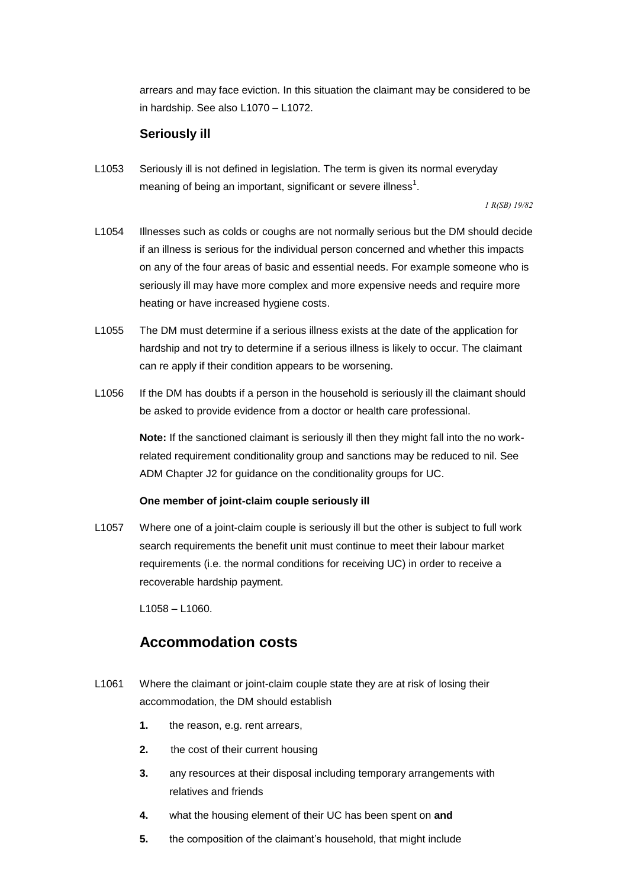arrears and may face eviction. In this situation the claimant may be considered to be in hardship. See also L1070 – L1072.

### Seriously ill

L1053 Seriously ill is not defined in legislation. The term is given its normal everyday meaning of being an important, significant or severe illness[1].

*1 R(SB) 19/82*

L1054 Illnesses such as colds or coughs are not normally serious but the DM should decide if an illness is serious for the individual person concerned and whether this impacts on any of the four areas of basic and essential needs. For example someone who is seriously ill may have more complex and more expensive needs and require more heating or have increased hygiene costs.

L1055 The DM must determine if a serious illness exists at the date of the application for hardship and not try to determine if a serious illness is likely to occur. The claimant can re apply if their condition appears to be worsening.

L1056 If the DM has doubts if a person in the household is seriously ill the claimant should be asked to provide evidence from a doctor or health care professional.

**Note:** If the sanctioned claimant is seriously ill then they might fall into the no work-related requirement conditionality group and sanctions may be reduced to nil. See ADM Chapter J2 for guidance on the conditionality groups for UC.

**One member of joint-claim couple seriously ill**

L1057 Where one of a joint-claim couple is seriously ill but the other is subject to full work search requirements the benefit unit must continue to meet their labour market requirements (i.e. the normal conditions for receiving UC) in order to receive a recoverable hardship payment.

L1058 – L1060.

## Accommodation costs

L1061 Where the claimant or joint-claim couple state they are at risk of losing their accommodation, the DM should establish

1. the reason, e.g. rent arrears,
2. the cost of their current housing
3. any resources at their disposal including temporary arrangements with relatives and friends
4. what the housing element of their UC has been spent on **and**
5. the composition of the claimant's household, that might include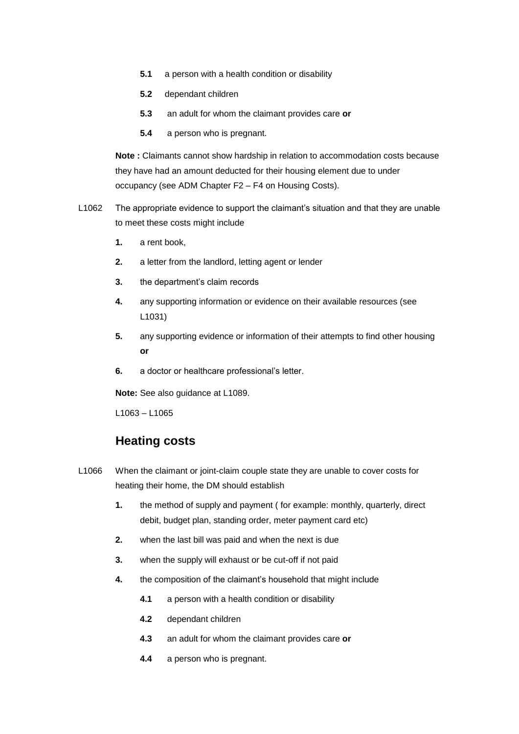- **5.1** a person with a health condition or disability
- **5.2** dependant children
- **5.3** an adult for whom the claimant provides care **or**
- **5.4** a person who is pregnant.

**Note :** Claimants cannot show hardship in relation to accommodation costs because they have had an amount deducted for their housing element due to under occupancy (see ADM Chapter F2 – F4 on Housing Costs).

L1062 The appropriate evidence to support the claimant's situation and that they are unable to meet these costs might include

1. a rent book,
2. a letter from the landlord, letting agent or lender
3. the department's claim records
4. any supporting information or evidence on their available resources (see L1031)
5. any supporting evidence or information of their attempts to find other housing **or**
6. a doctor or healthcare professional's letter.

**Note:** See also guidance at L1089.

L1063 – L1065

## Heating costs

L1066 When the claimant or joint-claim couple state they are unable to cover costs for heating their home, the DM should establish

1. the method of supply and payment ( for example: monthly, quarterly, direct debit, budget plan, standing order, meter payment card etc)
2. when the last bill was paid and when the next is due
3. when the supply will exhaust or be cut-off if not paid
4. the composition of the claimant's household that might include
   - **4.1** a person with a health condition or disability
   - **4.2** dependant children
   - **4.3** an adult for whom the claimant provides care **or**
   - **4.4** a person who is pregnant.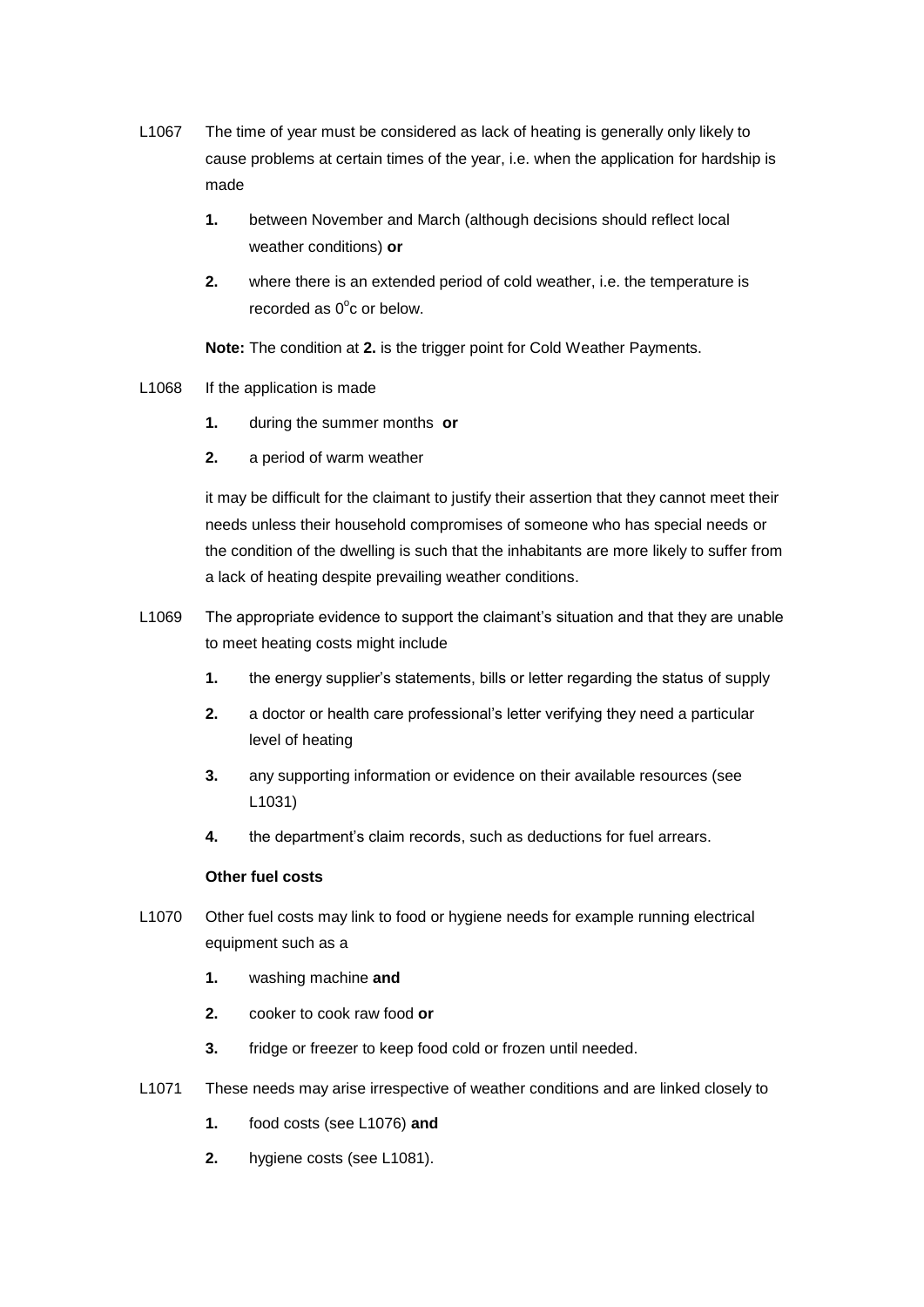L1067 The time of year must be considered as lack of heating is generally only likely to cause problems at certain times of the year, i.e. when the application for hardship is made

1. between November and March (although decisions should reflect local weather conditions) **or**

2. where there is an extended period of cold weather, i.e. the temperature is recorded as $0^{o}$c or below.

**Note:** The condition at **2.** is the trigger point for Cold Weather Payments.

L1068 If the application is made

1. during the summer months **or**

2. a period of warm weather

it may be difficult for the claimant to justify their assertion that they cannot meet their needs unless their household compromises of someone who has special needs or the condition of the dwelling is such that the inhabitants are more likely to suffer from a lack of heating despite prevailing weather conditions.

L1069 The appropriate evidence to support the claimant's situation and that they are unable to meet heating costs might include

1. the energy supplier's statements, bills or letter regarding the status of supply

2. a doctor or health care professional's letter verifying they need a particular level of heating

3. any supporting information or evidence on their available resources (see L1031)

4. the department's claim records, such as deductions for fuel arrears.

**Other fuel costs**

L1070 Other fuel costs may link to food or hygiene needs for example running electrical equipment such as a

1. washing machine **and**

2. cooker to cook raw food **or**

3. fridge or freezer to keep food cold or frozen until needed.

L1071 These needs may arise irrespective of weather conditions and are linked closely to

1. food costs (see L1076) **and**

2. hygiene costs (see L1081).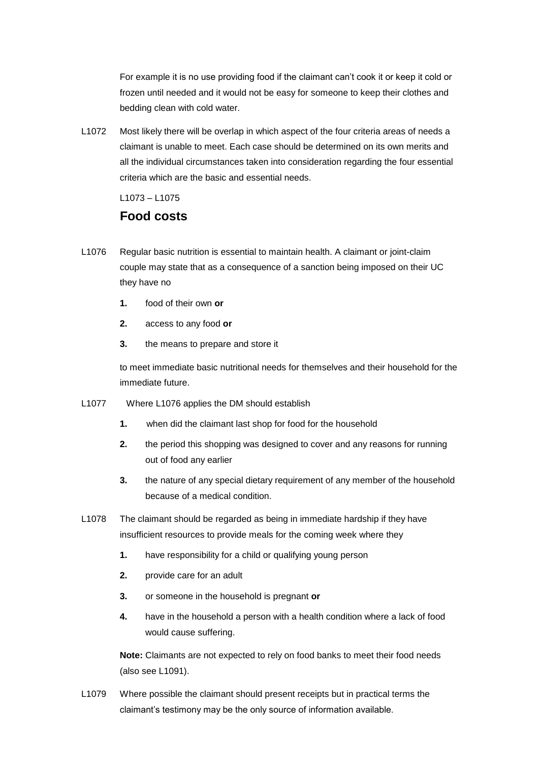For example it is no use providing food if the claimant can’t cook it or keep it cold or frozen until needed and it would not be easy for someone to keep their clothes and bedding clean with cold water.

L1072 Most likely there will be overlap in which aspect of the four criteria areas of needs a claimant is unable to meet. Each case should be determined on its own merits and all the individual circumstances taken into consideration regarding the four essential criteria which are the basic and essential needs.

L1073 – L1075

## Food costs

L1076 Regular basic nutrition is essential to maintain health. A claimant or joint-claim couple may state that as a consequence of a sanction being imposed on their UC they have no

1. food of their own **or**
2. access to any food **or**
3. the means to prepare and store it

to meet immediate basic nutritional needs for themselves and their household for the immediate future.

L1077 Where L1076 applies the DM should establish

1. when did the claimant last shop for food for the household
2. the period this shopping was designed to cover and any reasons for running out of food any earlier
3. the nature of any special dietary requirement of any member of the household because of a medical condition.

L1078 The claimant should be regarded as being in immediate hardship if they have insufficient resources to provide meals for the coming week where they

1. have responsibility for a child or qualifying young person
2. provide care for an adult
3. or someone in the household is pregnant **or**
4. have in the household a person with a health condition where a lack of food would cause suffering.

**Note:** Claimants are not expected to rely on food banks to meet their food needs (also see L1091).

L1079 Where possible the claimant should present receipts but in practical terms the claimant’s testimony may be the only source of information available.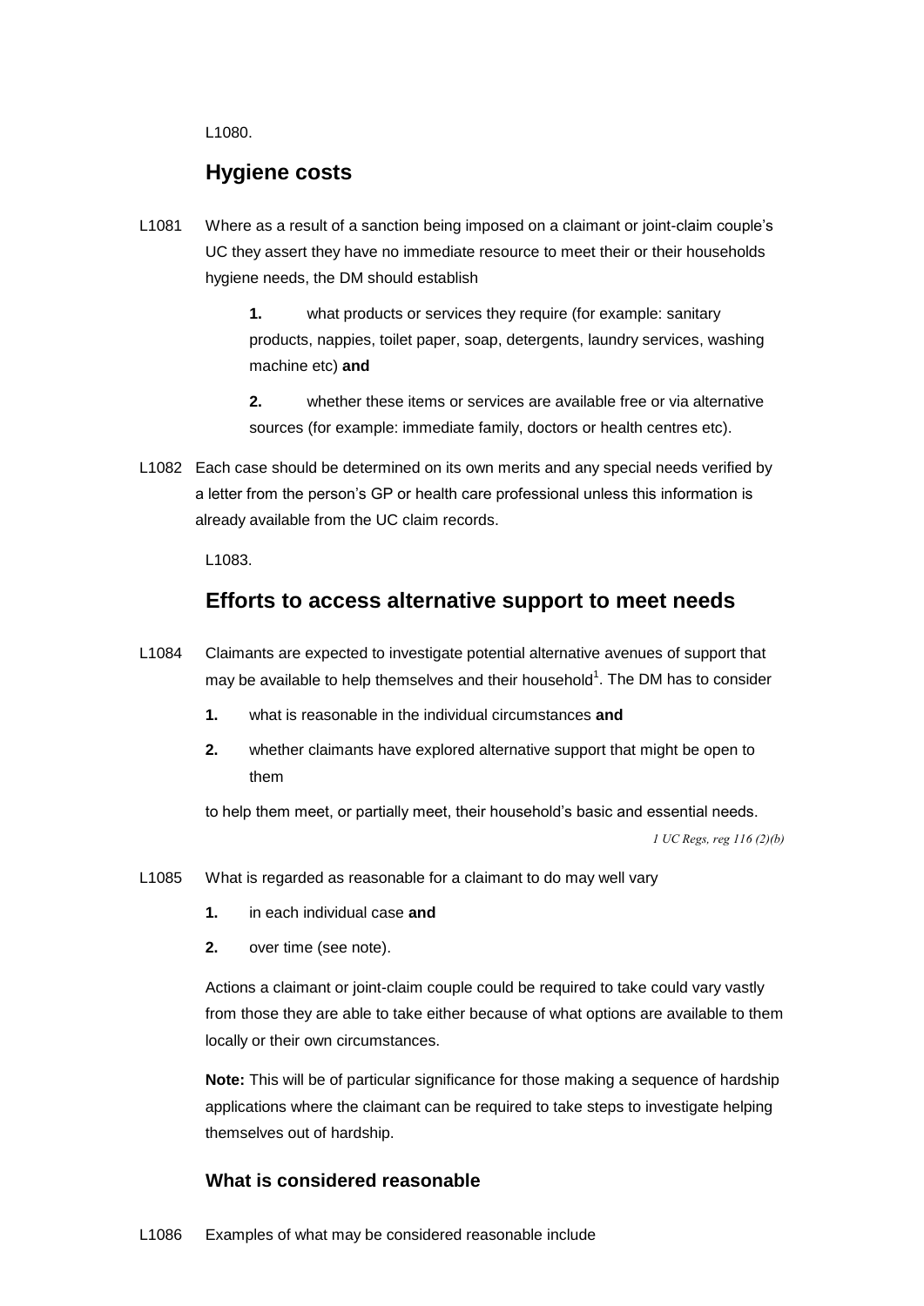L1080.

## Hygiene costs

L1081 Where as a result of a sanction being imposed on a claimant or joint-claim couple's UC they assert they have no immediate resource to meet their or their households hygiene needs, the DM should establish

**1.** what products or services they require (for example: sanitary products, nappies, toilet paper, soap, detergents, laundry services, washing machine etc) **and**

**2.** whether these items or services are available free or via alternative sources (for example: immediate family, doctors or health centres etc).

L1082 Each case should be determined on its own merits and any special needs verified by a letter from the person's GP or health care professional unless this information is already available from the UC claim records.

L1083.

## Efforts to access alternative support to meet needs

L1084 Claimants are expected to investigate potential alternative avenues of support that may be available to help themselves and their household[1]. The DM has to consider

**1.** what is reasonable in the individual circumstances **and**

**2.** whether claimants have explored alternative support that might be open to them

to help them meet, or partially meet, their household's basic and essential needs.

*1 UC Regs, reg 116 (2)(b)*

L1085 What is regarded as reasonable for a claimant to do may well vary

**1.** in each individual case **and**

**2.** over time (see note).

Actions a claimant or joint-claim couple could be required to take could vary vastly from those they are able to take either because of what options are available to them locally or their own circumstances.

**Note:** This will be of particular significance for those making a sequence of hardship applications where the claimant can be required to take steps to investigate helping themselves out of hardship.

### What is considered reasonable

L1086 Examples of what may be considered reasonable include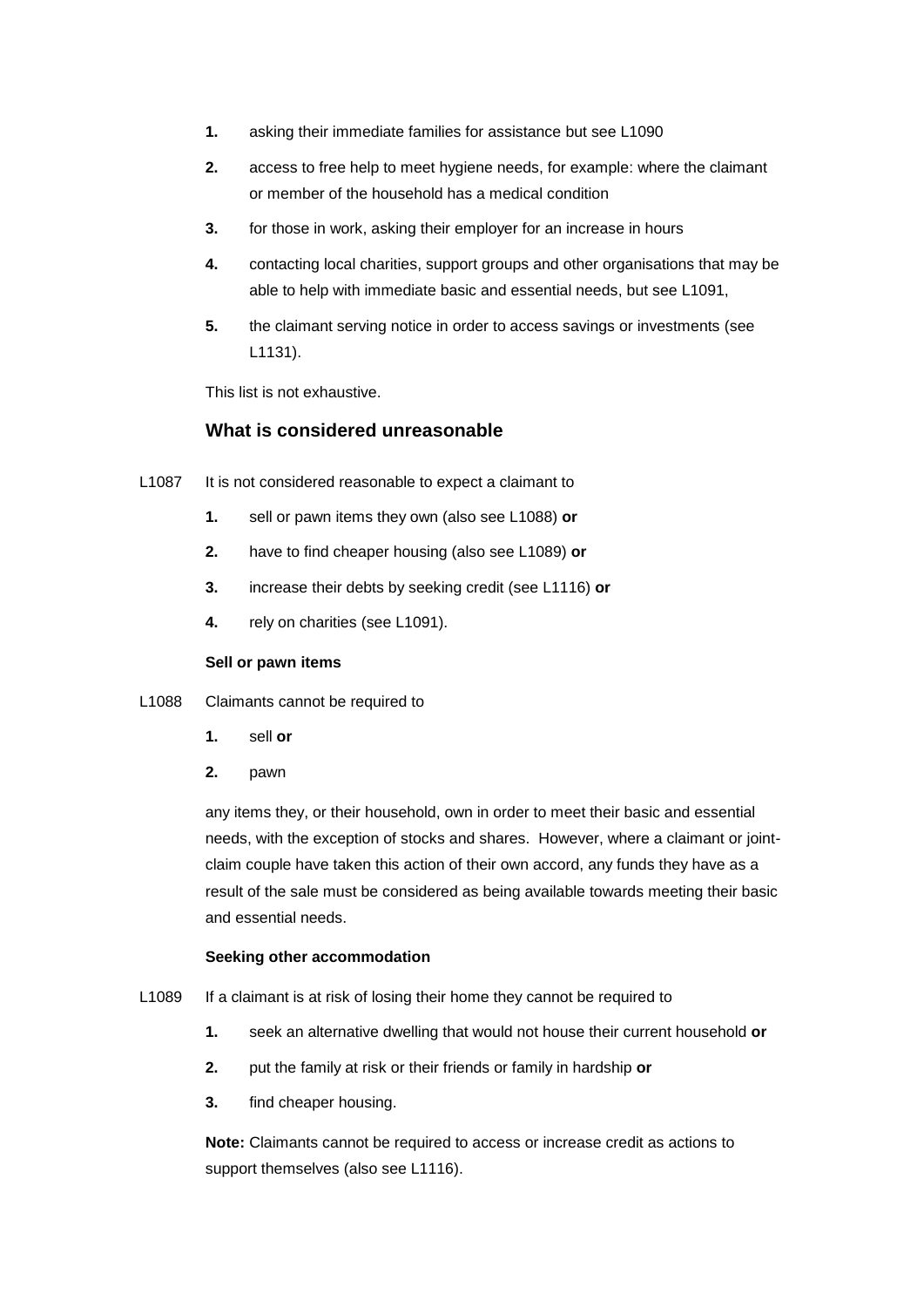1. asking their immediate families for assistance but see L1090
2. access to free help to meet hygiene needs, for example: where the claimant or member of the household has a medical condition
3. for those in work, asking their employer for an increase in hours
4. contacting local charities, support groups and other organisations that may be able to help with immediate basic and essential needs, but see L1091,
5. the claimant serving notice in order to access savings or investments (see L1131).

This list is not exhaustive.

### What is considered unreasonable

L1087 It is not considered reasonable to expect a claimant to

1. sell or pawn items they own (also see L1088) **or**
2. have to find cheaper housing (also see L1089) **or**
3. increase their debts by seeking credit (see L1116) **or**
4. rely on charities (see L1091).

**Sell or pawn items**

L1088 Claimants cannot be required to

1. sell **or**
2. pawn

any items they, or their household, own in order to meet their basic and essential needs, with the exception of stocks and shares. However, where a claimant or joint-claim couple have taken this action of their own accord, any funds they have as a result of the sale must be considered as being available towards meeting their basic and essential needs.

**Seeking other accommodation**

L1089 If a claimant is at risk of losing their home they cannot be required to

1. seek an alternative dwelling that would not house their current household **or**
2. put the family at risk or their friends or family in hardship **or**
3. find cheaper housing.

**Note:** Claimants cannot be required to access or increase credit as actions to support themselves (also see L1116).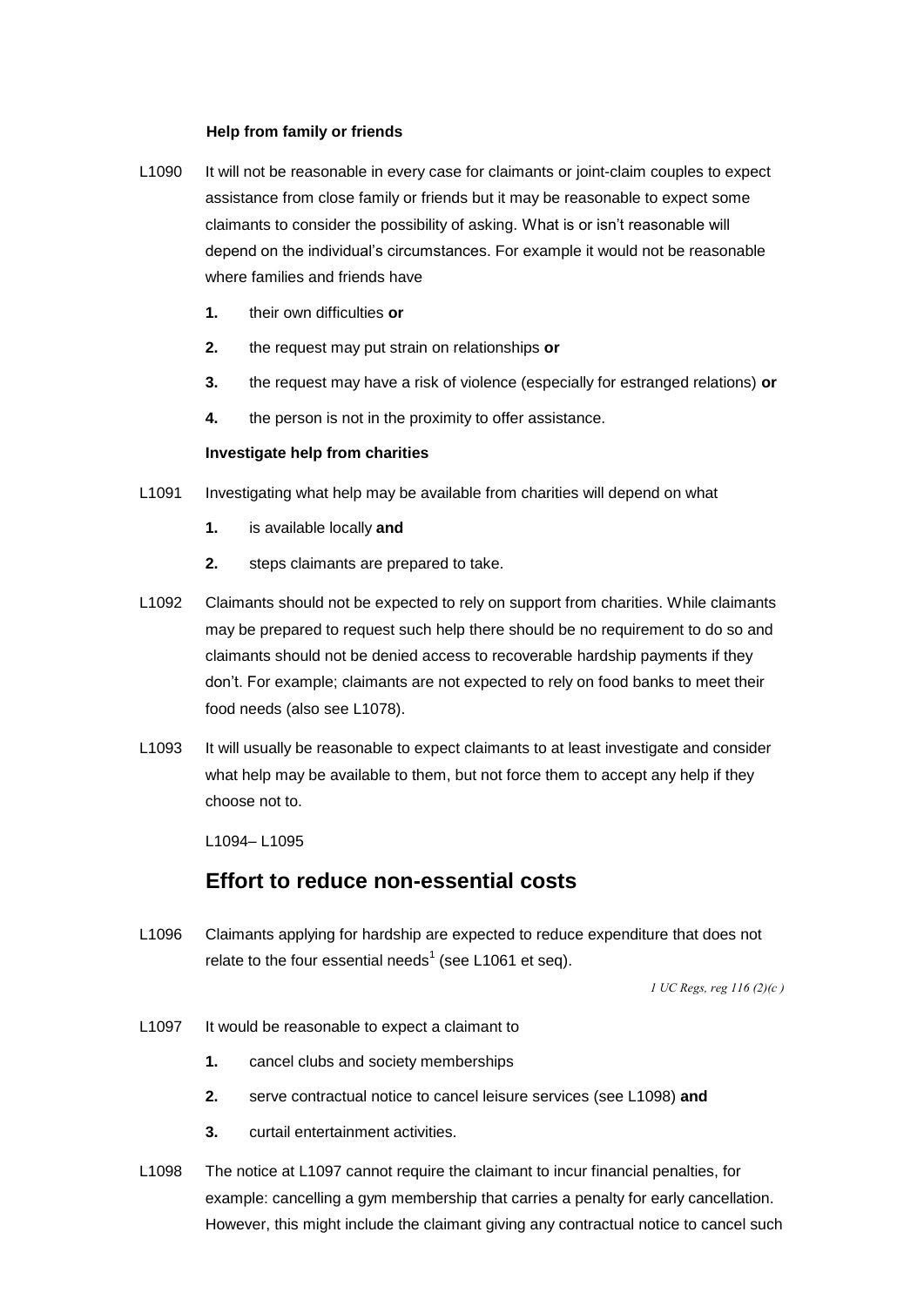### Help from family or friends

L1090 It will not be reasonable in every case for claimants or joint-claim couples to expect assistance from close family or friends but it may be reasonable to expect some claimants to consider the possibility of asking. What is or isn't reasonable will depend on the individual's circumstances. For example it would not be reasonable where families and friends have

1. their own difficulties **or**
2. the request may put strain on relationships **or**
3. the request may have a risk of violence (especially for estranged relations) **or**
4. the person is not in the proximity to offer assistance.

### Investigate help from charities

L1091 Investigating what help may be available from charities will depend on what

1. is available locally **and**
2. steps claimants are prepared to take.

L1092 Claimants should not be expected to rely on support from charities. While claimants may be prepared to request such help there should be no requirement to do so and claimants should not be denied access to recoverable hardship payments if they don't. For example; claimants are not expected to rely on food banks to meet their food needs (also see L1078).

L1093 It will usually be reasonable to expect claimants to at least investigate and consider what help may be available to them, but not force them to accept any help if they choose not to.

L1094– L1095

## Effort to reduce non-essential costs

L1096 Claimants applying for hardship are expected to reduce expenditure that does not relate to the four essential needs[1] (see L1061 et seq).

*1 UC Regs, reg 116 (2)(c )*

L1097 It would be reasonable to expect a claimant to

1. cancel clubs and society memberships
2. serve contractual notice to cancel leisure services (see L1098) **and**
3. curtail entertainment activities.

L1098 The notice at L1097 cannot require the claimant to incur financial penalties, for example: cancelling a gym membership that carries a penalty for early cancellation. However, this might include the claimant giving any contractual notice to cancel such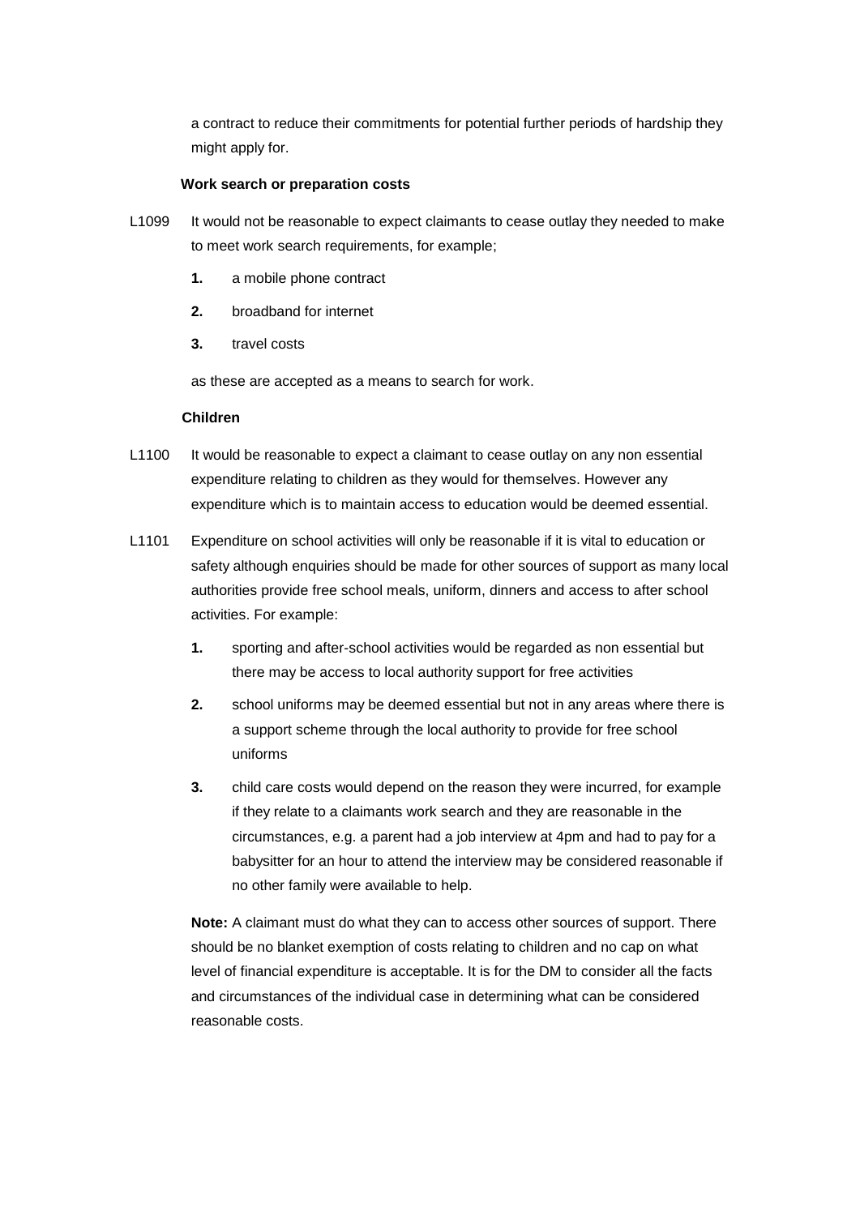a contract to reduce their commitments for potential further periods of hardship they might apply for.

### Work search or preparation costs

L1099 It would not be reasonable to expect claimants to cease outlay they needed to make to meet work search requirements, for example;

1. a mobile phone contract
2. broadband for internet
3. travel costs

as these are accepted as a means to search for work.

### Children

L1100 It would be reasonable to expect a claimant to cease outlay on any non essential expenditure relating to children as they would for themselves. However any expenditure which is to maintain access to education would be deemed essential.

L1101 Expenditure on school activities will only be reasonable if it is vital to education or safety although enquiries should be made for other sources of support as many local authorities provide free school meals, uniform, dinners and access to after school activities. For example:

1. sporting and after-school activities would be regarded as non essential but there may be access to local authority support for free activities
2. school uniforms may be deemed essential but not in any areas where there is a support scheme through the local authority to provide for free school uniforms
3. child care costs would depend on the reason they were incurred, for example if they relate to a claimants work search and they are reasonable in the circumstances, e.g. a parent had a job interview at 4pm and had to pay for a babysitter for an hour to attend the interview may be considered reasonable if no other family were available to help.

**Note:** A claimant must do what they can to access other sources of support. There should be no blanket exemption of costs relating to children and no cap on what level of financial expenditure is acceptable. It is for the DM to consider all the facts and circumstances of the individual case in determining what can be considered reasonable costs.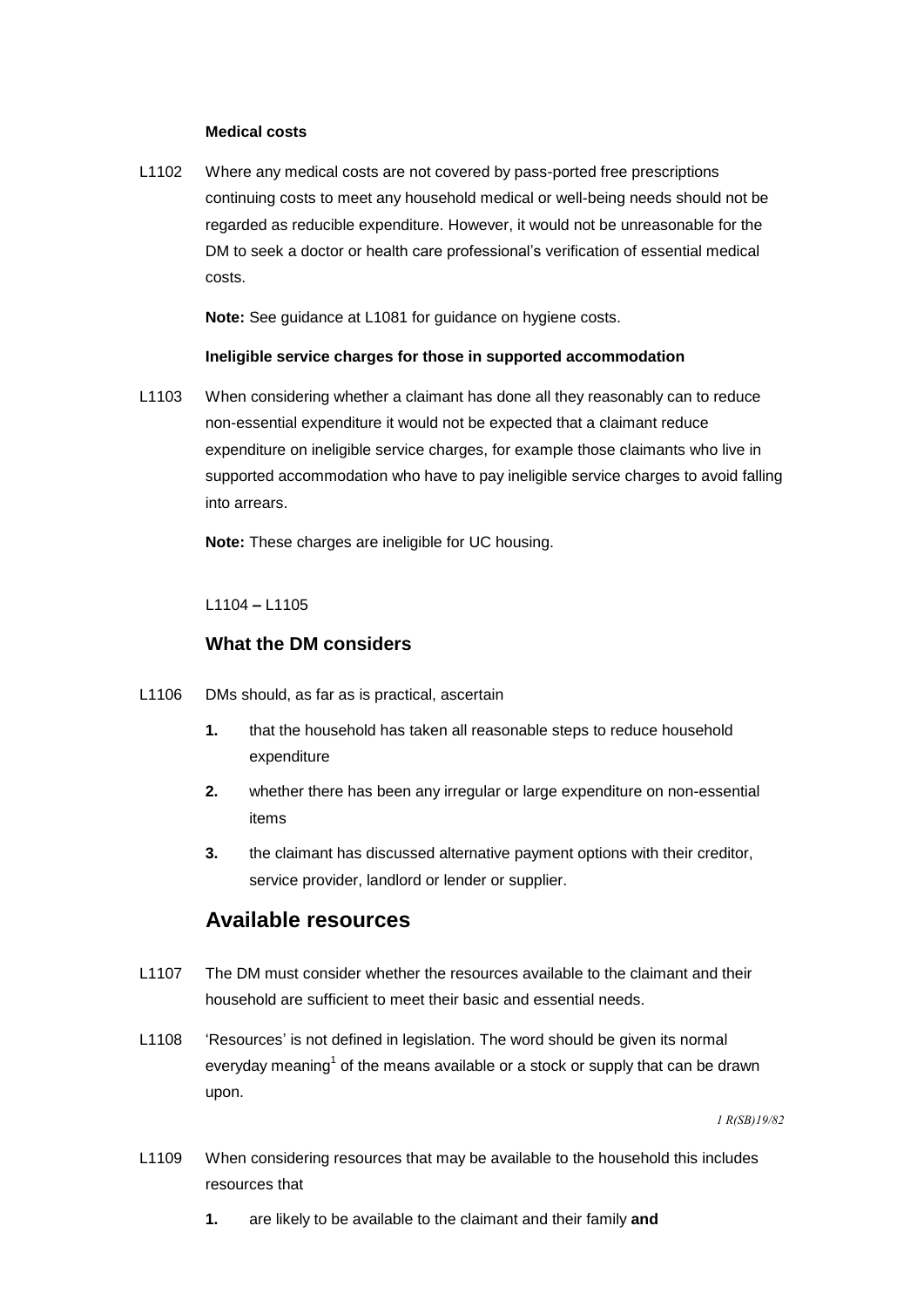**Medical costs**

L1102 Where any medical costs are not covered by pass-ported free prescriptions continuing costs to meet any household medical or well-being needs should not be regarded as reducible expenditure. However, it would not be unreasonable for the DM to seek a doctor or health care professional's verification of essential medical costs.

**Note:** See guidance at L1081 for guidance on hygiene costs.

**Ineligible service charges for those in supported accommodation**

L1103 When considering whether a claimant has done all they reasonably can to reduce non-essential expenditure it would not be expected that a claimant reduce expenditure on ineligible service charges, for example those claimants who live in supported accommodation who have to pay ineligible service charges to avoid falling into arrears.

**Note:** These charges are ineligible for UC housing.

L1104 – L1105

### What the DM considers

L1106 DMs should, as far as is practical, ascertain

1. that the household has taken all reasonable steps to reduce household expenditure
2. whether there has been any irregular or large expenditure on non-essential items
3. the claimant has discussed alternative payment options with their creditor, service provider, landlord or lender or supplier.

## Available resources

L1107 The DM must consider whether the resources available to the claimant and their household are sufficient to meet their basic and essential needs.

L1108 'Resources' is not defined in legislation. The word should be given its normal everyday meaning[1] of the means available or a stock or supply that can be drawn upon.

*1 R(SB)19/82*

L1109 When considering resources that may be available to the household this includes resources that

1. are likely to be available to the claimant and their family **and**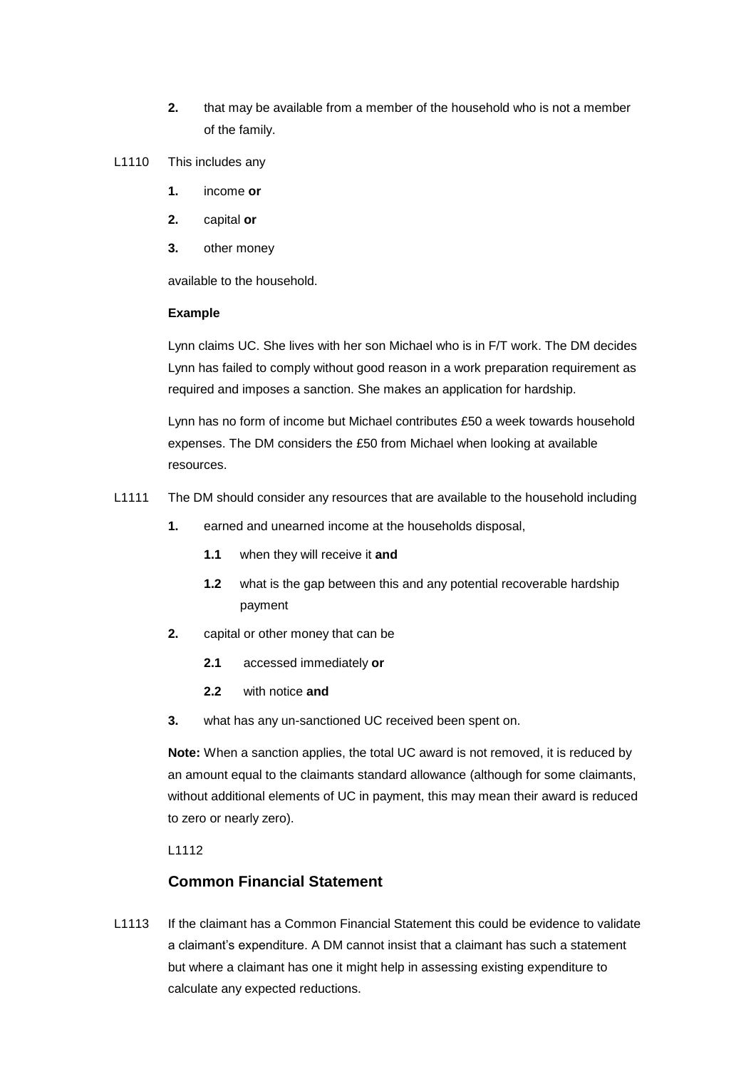2. that may be available from a member of the household who is not a member of the family.

L1110 This includes any

1. income **or**
2. capital **or**
3. other money

available to the household.

**Example**

Lynn claims UC. She lives with her son Michael who is in F/T work. The DM decides Lynn has failed to comply without good reason in a work preparation requirement as required and imposes a sanction. She makes an application for hardship.

Lynn has no form of income but Michael contributes £50 a week towards household expenses. The DM considers the £50 from Michael when looking at available resources.

L1111 The DM should consider any resources that are available to the household including

1. earned and unearned income at the households disposal,
    - **1.1** when they will receive it **and**
    - **1.2** what is the gap between this and any potential recoverable hardship payment
2. capital or other money that can be
    - **2.1** accessed immediately **or**
    - **2.2** with notice **and**
3. what has any un-sanctioned UC received been spent on.

**Note:** When a sanction applies, the total UC award is not removed, it is reduced by an amount equal to the claimants standard allowance (although for some claimants, without additional elements of UC in payment, this may mean their award is reduced to zero or nearly zero).

L1112

## Common Financial Statement

L1113 If the claimant has a Common Financial Statement this could be evidence to validate a claimant's expenditure. A DM cannot insist that a claimant has such a statement but where a claimant has one it might help in assessing existing expenditure to calculate any expected reductions.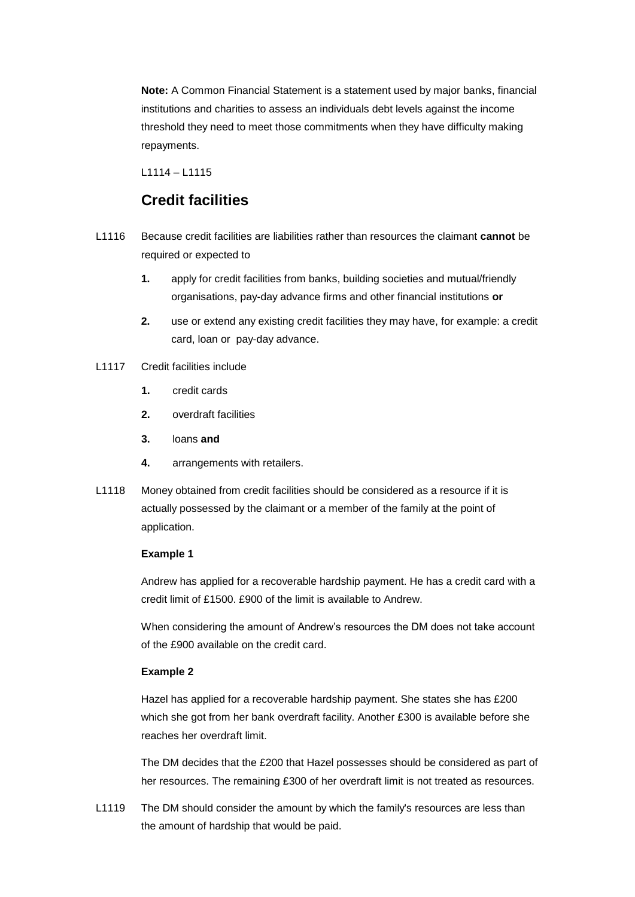**Note:** A Common Financial Statement is a statement used by major banks, financial institutions and charities to assess an individuals debt levels against the income threshold they need to meet those commitments when they have difficulty making repayments.

L1114 – L1115

## Credit facilities

L1116 Because credit facilities are liabilities rather than resources the claimant **cannot** be required or expected to

1. apply for credit facilities from banks, building societies and mutual/friendly organisations, pay-day advance firms and other financial institutions **or**
2. use or extend any existing credit facilities they may have, for example: a credit card, loan or pay-day advance.

L1117 Credit facilities include

1. credit cards
2. overdraft facilities
3. loans **and**
4. arrangements with retailers.

L1118 Money obtained from credit facilities should be considered as a resource if it is actually possessed by the claimant or a member of the family at the point of application.

**Example 1**

Andrew has applied for a recoverable hardship payment. He has a credit card with a credit limit of £1500. £900 of the limit is available to Andrew.

When considering the amount of Andrew's resources the DM does not take account of the £900 available on the credit card.

**Example 2**

Hazel has applied for a recoverable hardship payment. She states she has £200 which she got from her bank overdraft facility. Another £300 is available before she reaches her overdraft limit.

The DM decides that the £200 that Hazel possesses should be considered as part of her resources. The remaining £300 of her overdraft limit is not treated as resources.

L1119 The DM should consider the amount by which the family's resources are less than the amount of hardship that would be paid.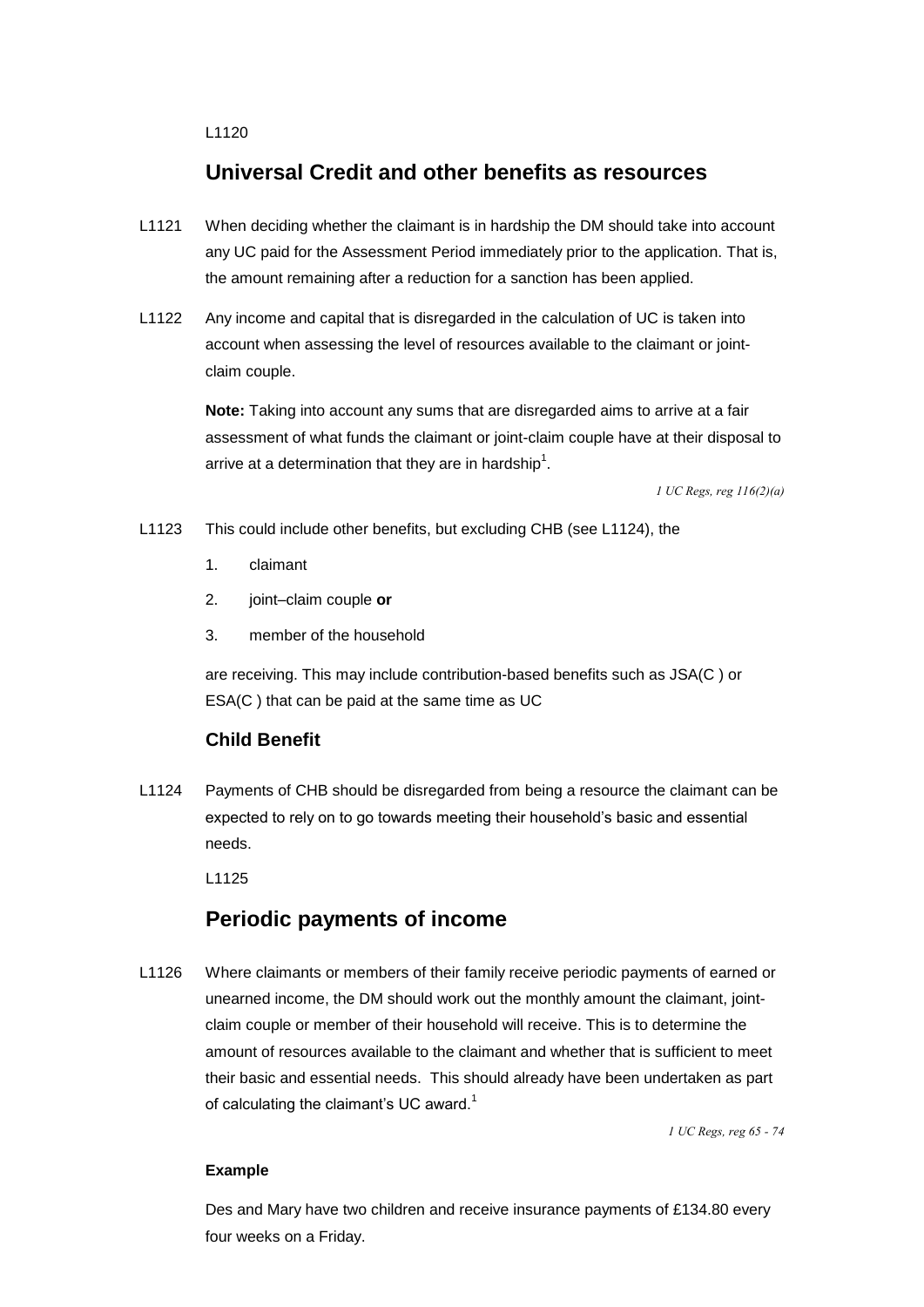L1120

## Universal Credit and other benefits as resources

L1121 When deciding whether the claimant is in hardship the DM should take into account any UC paid for the Assessment Period immediately prior to the application. That is, the amount remaining after a reduction for a sanction has been applied.

L1122 Any income and capital that is disregarded in the calculation of UC is taken into account when assessing the level of resources available to the claimant or joint-claim couple.

**Note:** Taking into account any sums that are disregarded aims to arrive at a fair assessment of what funds the claimant or joint-claim couple have at their disposal to arrive at a determination that they are in hardship[1].

*1 UC Regs, reg 116(2)(a)*

L1123 This could include other benefits, but excluding CHB (see L1124), the

1. claimant
2. joint–claim couple **or**
3. member of the household

are receiving. This may include contribution-based benefits such as JSA(C ) or ESA(C ) that can be paid at the same time as UC

### Child Benefit

L1124 Payments of CHB should be disregarded from being a resource the claimant can be expected to rely on to go towards meeting their household's basic and essential needs.

L1125

## Periodic payments of income

L1126 Where claimants or members of their family receive periodic payments of earned or unearned income, the DM should work out the monthly amount the claimant, joint-claim couple or member of their household will receive. This is to determine the amount of resources available to the claimant and whether that is sufficient to meet their basic and essential needs. This should already have been undertaken as part of calculating the claimant's UC award.[1]

*1 UC Regs, reg 65 - 74*

**Example**

Des and Mary have two children and receive insurance payments of £134.80 every four weeks on a Friday.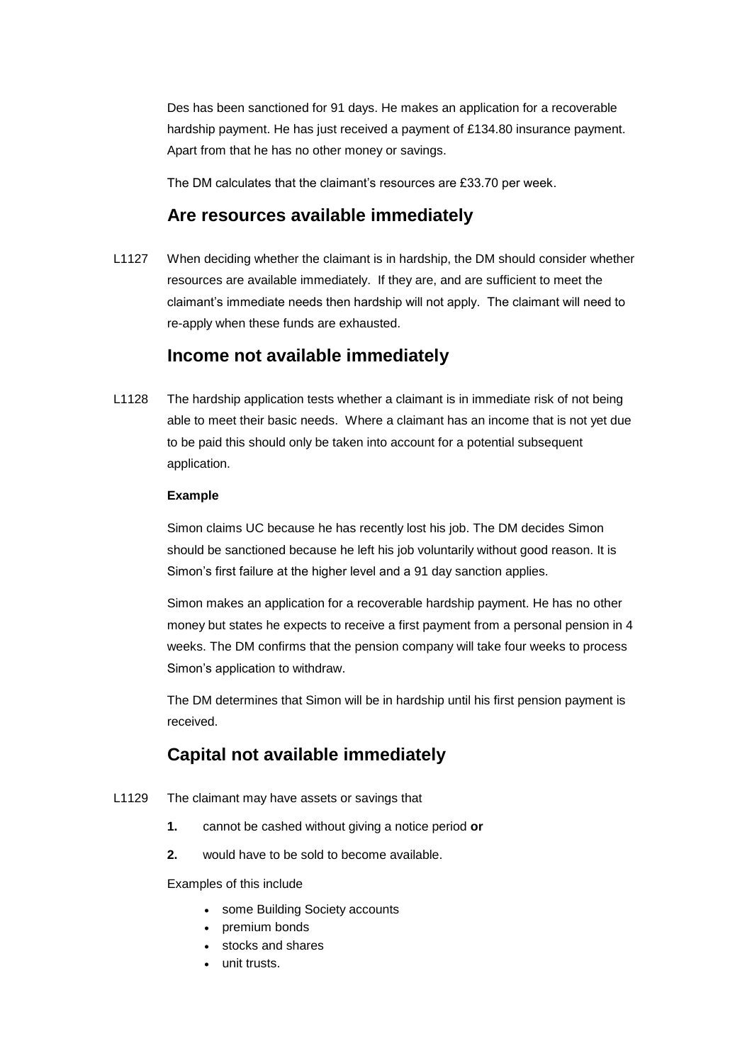Des has been sanctioned for 91 days. He makes an application for a recoverable hardship payment. He has just received a payment of £134.80 insurance payment. Apart from that he has no other money or savings.

The DM calculates that the claimant's resources are £33.70 per week.

## Are resources available immediately

L1127 When deciding whether the claimant is in hardship, the DM should consider whether resources are available immediately. If they are, and are sufficient to meet the claimant's immediate needs then hardship will not apply. The claimant will need to re-apply when these funds are exhausted.

## Income not available immediately

L1128 The hardship application tests whether a claimant is in immediate risk of not being able to meet their basic needs. Where a claimant has an income that is not yet due to be paid this should only be taken into account for a potential subsequent application.

**Example**

Simon claims UC because he has recently lost his job. The DM decides Simon should be sanctioned because he left his job voluntarily without good reason. It is Simon's first failure at the higher level and a 91 day sanction applies.

Simon makes an application for a recoverable hardship payment. He has no other money but states he expects to receive a first payment from a personal pension in 4 weeks. The DM confirms that the pension company will take four weeks to process Simon's application to withdraw.

The DM determines that Simon will be in hardship until his first pension payment is received.

## Capital not available immediately

L1129 The claimant may have assets or savings that

1. cannot be cashed without giving a notice period **or**
2. would have to be sold to become available.

Examples of this include

- some Building Society accounts
- premium bonds
- stocks and shares
- unit trusts.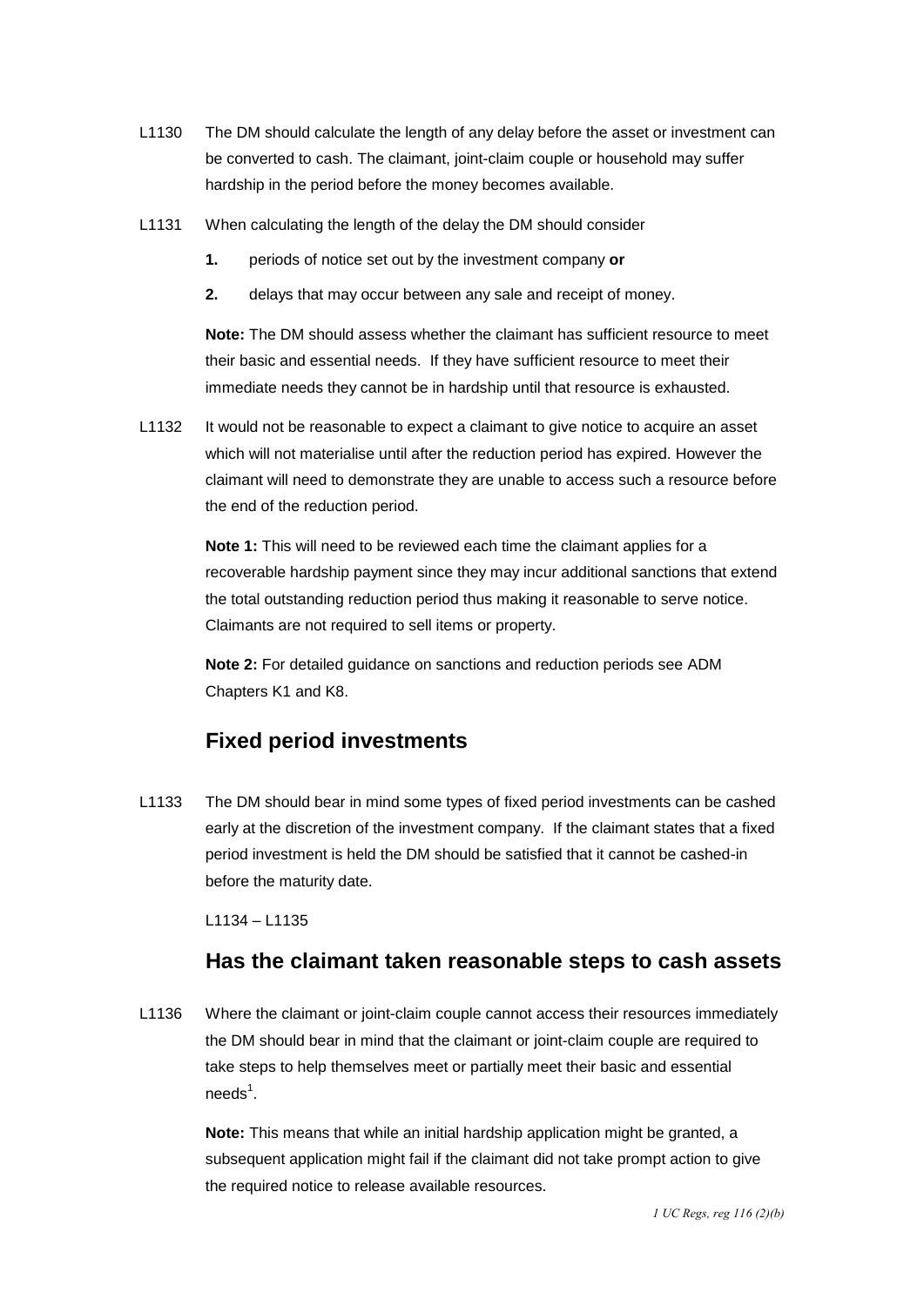L1130 The DM should calculate the length of any delay before the asset or investment can be converted to cash. The claimant, joint-claim couple or household may suffer hardship in the period before the money becomes available.

L1131 When calculating the length of the delay the DM should consider

1. periods of notice set out by the investment company **or**
2. delays that may occur between any sale and receipt of money.

**Note:** The DM should assess whether the claimant has sufficient resource to meet their basic and essential needs. If they have sufficient resource to meet their immediate needs they cannot be in hardship until that resource is exhausted.

L1132 It would not be reasonable to expect a claimant to give notice to acquire an asset which will not materialise until after the reduction period has expired. However the claimant will need to demonstrate they are unable to access such a resource before the end of the reduction period.

**Note 1:** This will need to be reviewed each time the claimant applies for a recoverable hardship payment since they may incur additional sanctions that extend the total outstanding reduction period thus making it reasonable to serve notice. Claimants are not required to sell items or property.

**Note 2:** For detailed guidance on sanctions and reduction periods see ADM Chapters K1 and K8.

## Fixed period investments

L1133 The DM should bear in mind some types of fixed period investments can be cashed early at the discretion of the investment company. If the claimant states that a fixed period investment is held the DM should be satisfied that it cannot be cashed-in before the maturity date.

L1134 – L1135

## Has the claimant taken reasonable steps to cash assets

L1136 Where the claimant or joint-claim couple cannot access their resources immediately the DM should bear in mind that the claimant or joint-claim couple are required to take steps to help themselves meet or partially meet their basic and essential needs[1].

**Note:** This means that while an initial hardship application might be granted, a subsequent application might fail if the claimant did not take prompt action to give the required notice to release available resources.

*1 UC Regs, reg 116 (2)(b)*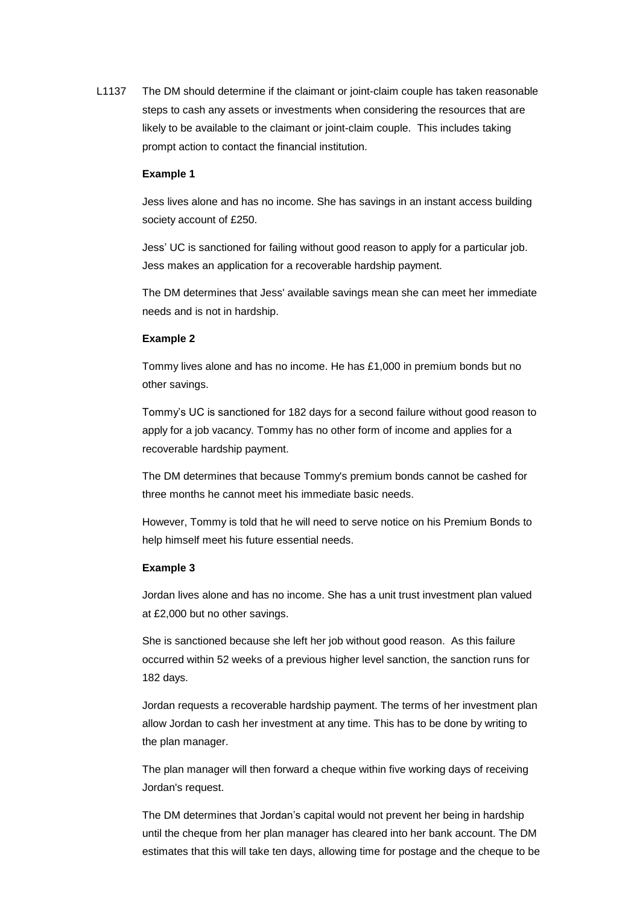L1137 The DM should determine if the claimant or joint-claim couple has taken reasonable steps to cash any assets or investments when considering the resources that are likely to be available to the claimant or joint-claim couple. This includes taking prompt action to contact the financial institution.

**Example 1**

Jess lives alone and has no income. She has savings in an instant access building society account of £250.

Jess' UC is sanctioned for failing without good reason to apply for a particular job. Jess makes an application for a recoverable hardship payment.

The DM determines that Jess' available savings mean she can meet her immediate needs and is not in hardship.

**Example 2**

Tommy lives alone and has no income. He has £1,000 in premium bonds but no other savings.

Tommy's UC is sanctioned for 182 days for a second failure without good reason to apply for a job vacancy. Tommy has no other form of income and applies for a recoverable hardship payment.

The DM determines that because Tommy's premium bonds cannot be cashed for three months he cannot meet his immediate basic needs.

However, Tommy is told that he will need to serve notice on his Premium Bonds to help himself meet his future essential needs.

**Example 3**

Jordan lives alone and has no income. She has a unit trust investment plan valued at £2,000 but no other savings.

She is sanctioned because she left her job without good reason. As this failure occurred within 52 weeks of a previous higher level sanction, the sanction runs for 182 days.

Jordan requests a recoverable hardship payment. The terms of her investment plan allow Jordan to cash her investment at any time. This has to be done by writing to the plan manager.

The plan manager will then forward a cheque within five working days of receiving Jordan's request.

The DM determines that Jordan's capital would not prevent her being in hardship until the cheque from her plan manager has cleared into her bank account. The DM estimates that this will take ten days, allowing time for postage and the cheque to be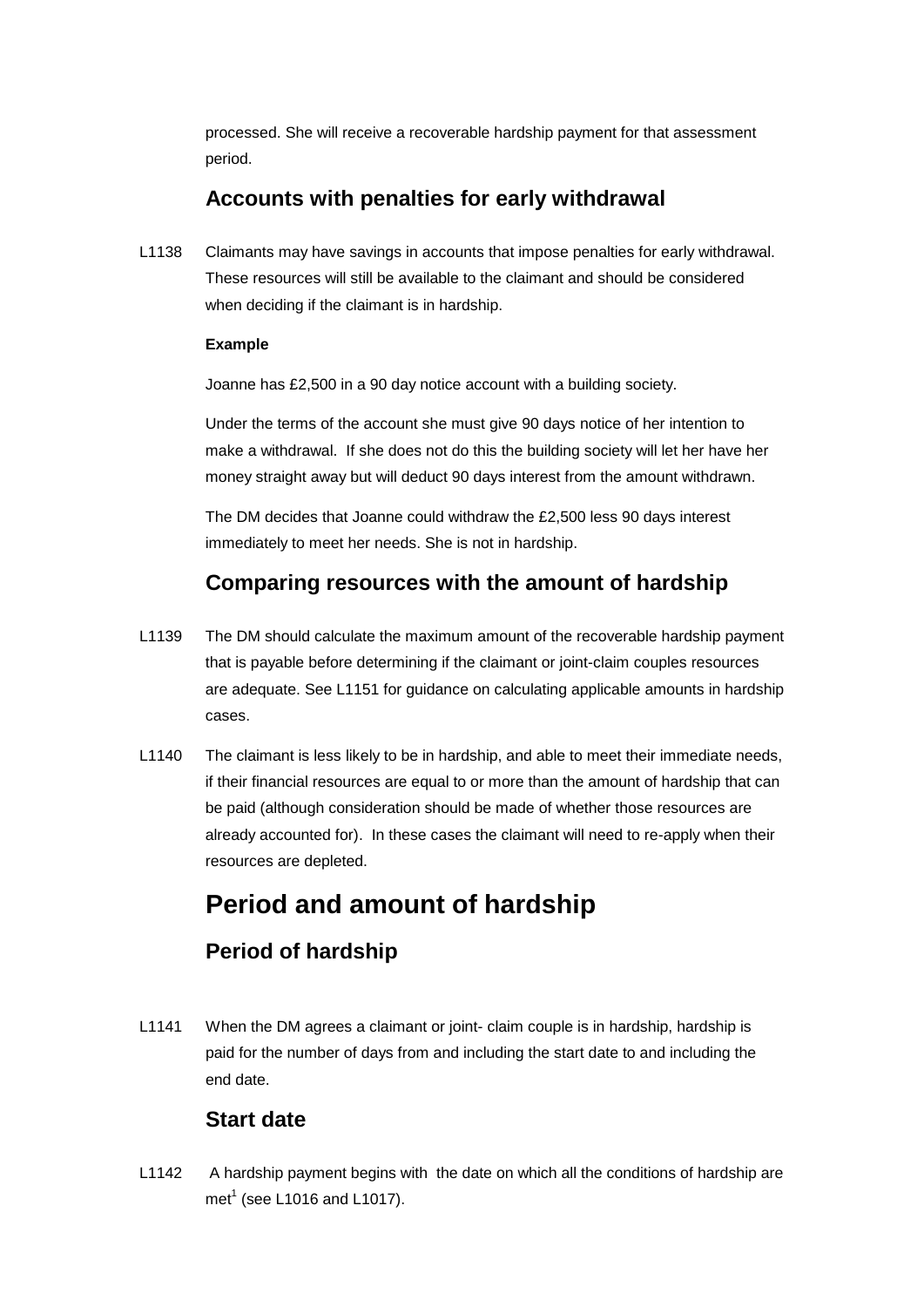processed. She will receive a recoverable hardship payment for that assessment period.

### Accounts with penalties for early withdrawal

L1138 Claimants may have savings in accounts that impose penalties for early withdrawal. These resources will still be available to the claimant and should be considered when deciding if the claimant is in hardship.

**Example**

Joanne has £2,500 in a 90 day notice account with a building society.

Under the terms of the account she must give 90 days notice of her intention to make a withdrawal. If she does not do this the building society will let her have her money straight away but will deduct 90 days interest from the amount withdrawn.

The DM decides that Joanne could withdraw the £2,500 less 90 days interest immediately to meet her needs. She is not in hardship.

### Comparing resources with the amount of hardship

L1139 The DM should calculate the maximum amount of the recoverable hardship payment that is payable before determining if the claimant or joint-claim couples resources are adequate. See L1151 for guidance on calculating applicable amounts in hardship cases.

L1140 The claimant is less likely to be in hardship, and able to meet their immediate needs, if their financial resources are equal to or more than the amount of hardship that can be paid (although consideration should be made of whether those resources are already accounted for). In these cases the claimant will need to re-apply when their resources are depleted.

## Period and amount of hardship

### Period of hardship

L1141 When the DM agrees a claimant or joint- claim couple is in hardship, hardship is paid for the number of days from and including the start date to and including the end date.

### Start date

L1142 A hardship payment begins with the date on which all the conditions of hardship are met[1] (see L1016 and L1017).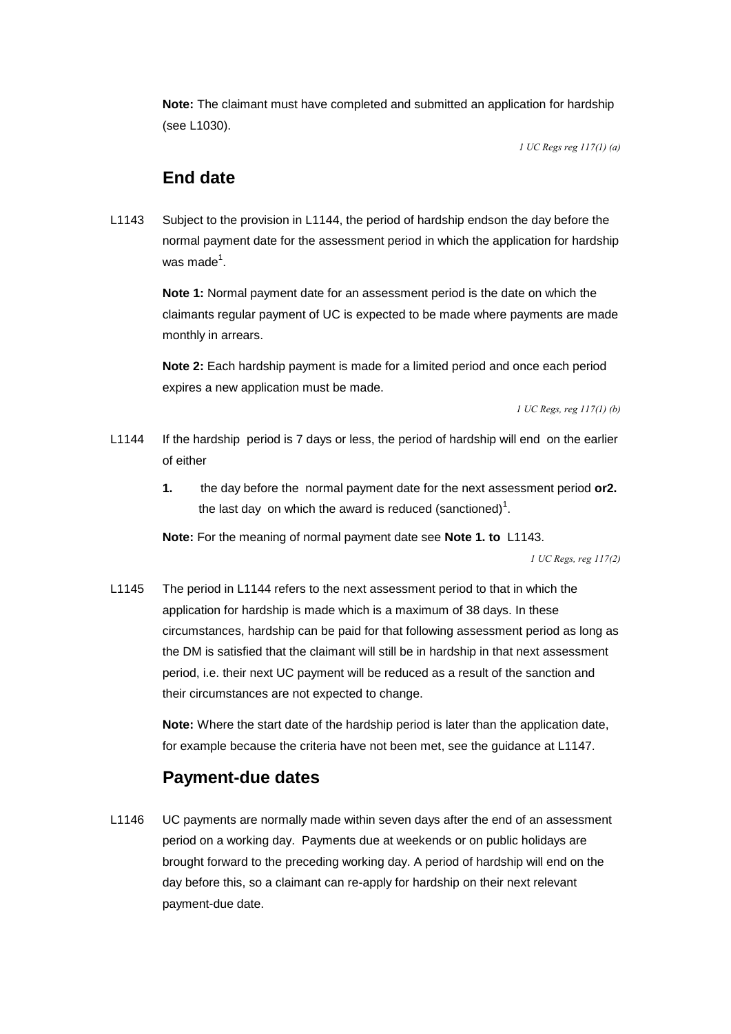**Note:** The claimant must have completed and submitted an application for hardship (see L1030).

*1 UC Regs reg 117(1) (a)*

## End date

L1143 Subject to the provision in L1144, the period of hardship endson the day before the normal payment date for the assessment period in which the application for hardship was made[1].

**Note 1:** Normal payment date for an assessment period is the date on which the claimants regular payment of UC is expected to be made where payments are made monthly in arrears.

**Note 2:** Each hardship payment is made for a limited period and once each period expires a new application must be made.

*1 UC Regs, reg 117(1) (b)*

L1144 If the hardship period is 7 days or less, the period of hardship will end on the earlier of either

1. the day before the normal payment date for the next assessment period **or**
2. the last day on which the award is reduced (sanctioned)[1].

**Note:** For the meaning of normal payment date see **Note 1. to** L1143.

*1 UC Regs, reg 117(2)*

L1145 The period in L1144 refers to the next assessment period to that in which the application for hardship is made which is a maximum of 38 days. In these circumstances, hardship can be paid for that following assessment period as long as the DM is satisfied that the claimant will still be in hardship in that next assessment period, i.e. their next UC payment will be reduced as a result of the sanction and their circumstances are not expected to change.

**Note:** Where the start date of the hardship period is later than the application date, for example because the criteria have not been met, see the guidance at L1147.

## Payment-due dates

L1146 UC payments are normally made within seven days after the end of an assessment period on a working day. Payments due at weekends or on public holidays are brought forward to the preceding working day. A period of hardship will end on the day before this, so a claimant can re-apply for hardship on their next relevant payment-due date.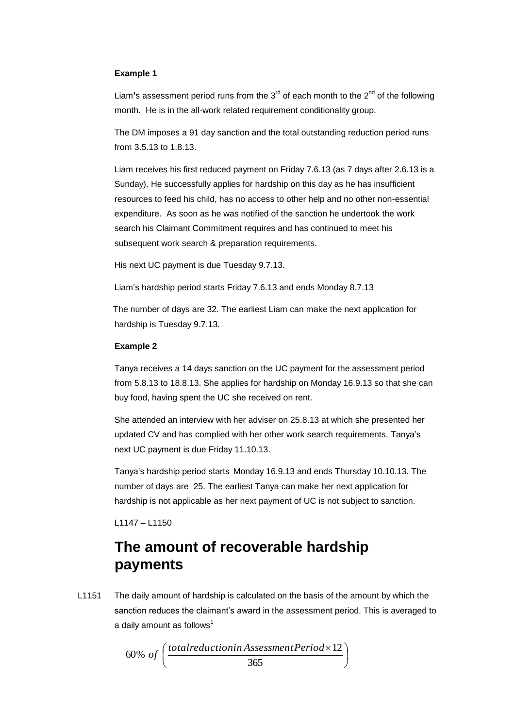**Example 1**

Liam's assessment period runs from the 3rd of each month to the 2nd of the following month. He is in the all-work related requirement conditionality group.

The DM imposes a 91 day sanction and the total outstanding reduction period runs from 3.5.13 to 1.8.13.

Liam receives his first reduced payment on Friday 7.6.13 (as 7 days after 2.6.13 is a Sunday). He successfully applies for hardship on this day as he has insufficient resources to feed his child, has no access to other help and no other non-essential expenditure. As soon as he was notified of the sanction he undertook the work search his Claimant Commitment requires and has continued to meet his subsequent work search & preparation requirements.

His next UC payment is due Tuesday 9.7.13.

Liam's hardship period starts Friday 7.6.13 and ends Monday 8.7.13

The number of days are 32. The earliest Liam can make the next application for hardship is Tuesday 9.7.13.

**Example 2**

Tanya receives a 14 days sanction on the UC payment for the assessment period from 5.8.13 to 18.8.13. She applies for hardship on Monday 16.9.13 so that she can buy food, having spent the UC she received on rent.

She attended an interview with her adviser on 25.8.13 at which she presented her updated CV and has complied with her other work search requirements. Tanya's next UC payment is due Friday 11.10.13.

Tanya's hardship period starts Monday 16.9.13 and ends Thursday 10.10.13. The number of days are 25. The earliest Tanya can make her next application for hardship is not applicable as her next payment of UC is not subject to sanction.

L1147 – L1150

## The amount of recoverable hardship payments

L1151 The daily amount of hardship is calculated on the basis of the amount by which the sanction reduces the claimant's award in the assessment period. This is averaged to a daily amount as follows[1]

$$60\%\ of\ \left(\frac{total reduction in Assessment Period \times 12}{365}\right)$$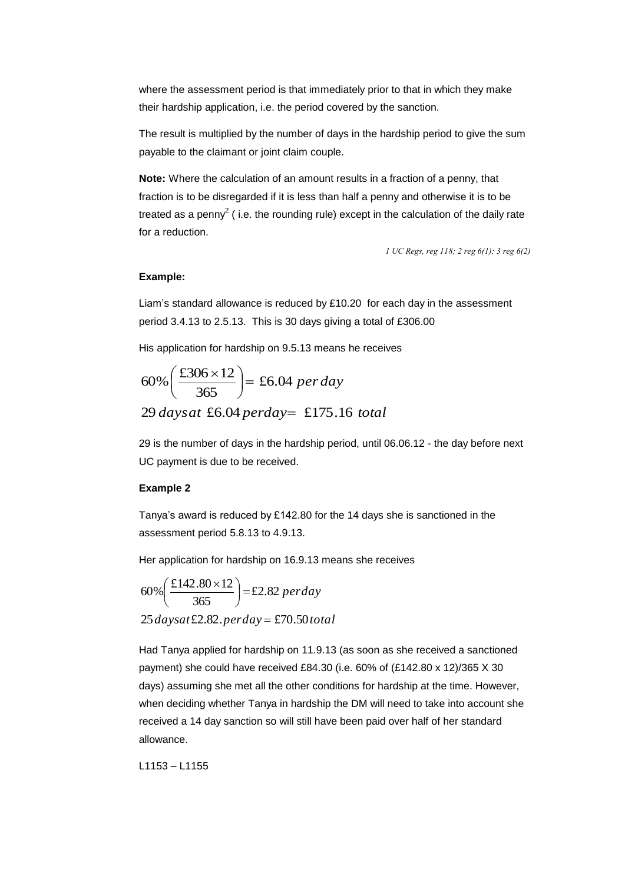where the assessment period is that immediately prior to that in which they make their hardship application, i.e. the period covered by the sanction.

The result is multiplied by the number of days in the hardship period to give the sum payable to the claimant or joint claim couple.

**Note:** Where the calculation of an amount results in a fraction of a penny, that fraction is to be disregarded if it is less than half a penny and otherwise it is to be treated as a penny[2] ( i.e. the rounding rule) except in the calculation of the daily rate for a reduction.

*1 UC Regs, reg 118; 2 reg 6(1); 3 reg 6(2)*

**Example:**

Liam's standard allowance is reduced by £10.20 for each day in the assessment period 3.4.13 to 2.5.13. This is 30 days giving a total of £306.00

His application for hardship on 9.5.13 means he receives

$$60\%\left(\frac{£306 \times 12}{365}\right) = £6.04 \; per\, day$$

$$29 \; days\, at \; £6.04 \; per\, day = \; £175.16 \; total$$

29 is the number of days in the hardship period, until 06.06.12 - the day before next UC payment is due to be received.

**Example 2**

Tanya's award is reduced by £142.80 for the 14 days she is sanctioned in the assessment period 5.8.13 to 4.9.13.

Her application for hardship on 16.9.13 means she receives

$$60\%\left(\frac{£142.80 \times 12}{365}\right) = £2.82 \; per\, day$$

$$25 \; days\, at\, £2.82. \; per\, day = £70.50 \; total$$

Had Tanya applied for hardship on 11.9.13 (as soon as she received a sanctioned payment) she could have received £84.30 (i.e. 60% of (£142.80 x 12)/365 X 30 days) assuming she met all the other conditions for hardship at the time. However, when deciding whether Tanya in hardship the DM will need to take into account she received a 14 day sanction so will still have been paid over half of her standard allowance.

L1153 – L1155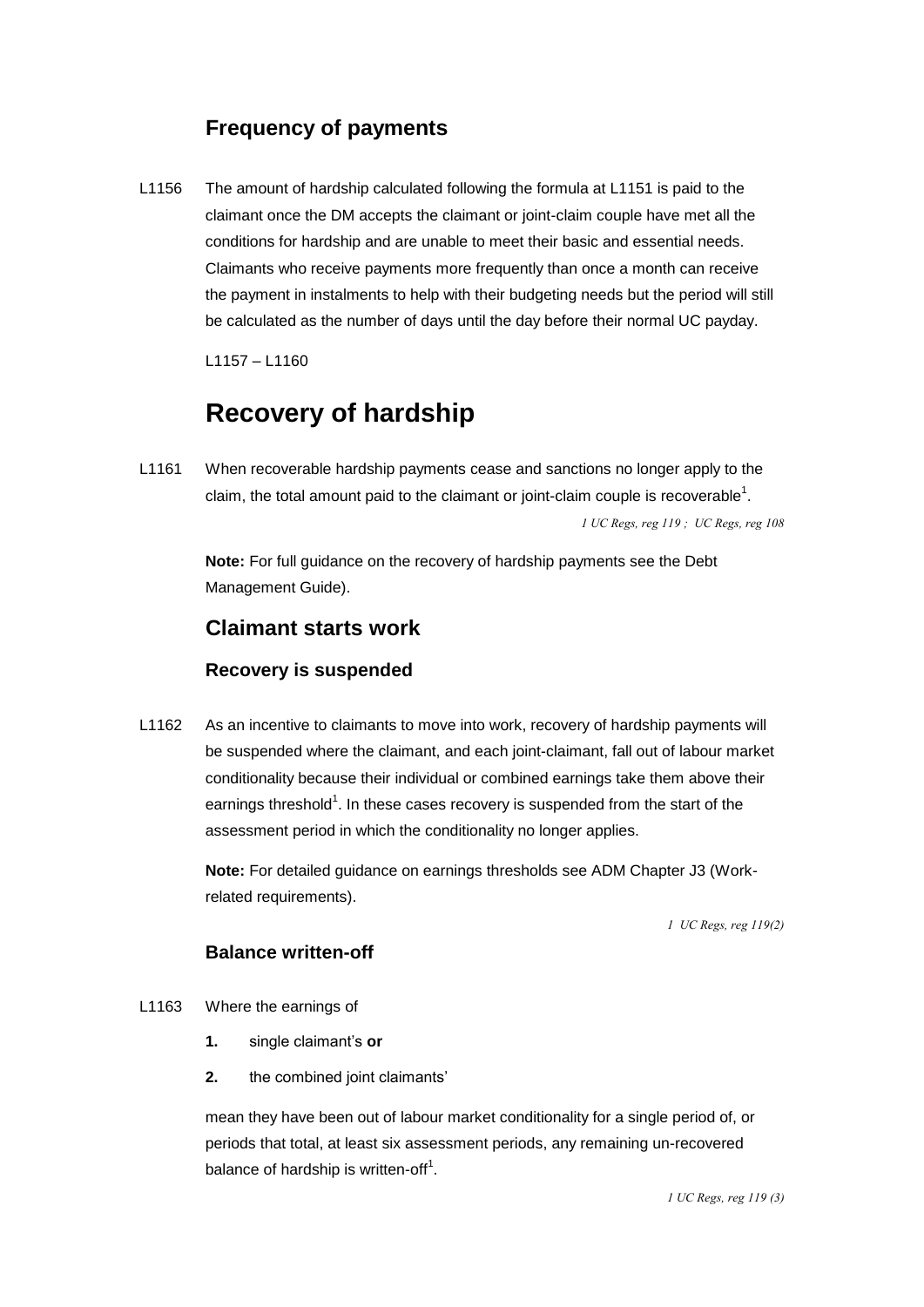## Frequency of payments

L1156 The amount of hardship calculated following the formula at L1151 is paid to the claimant once the DM accepts the claimant or joint-claim couple have met all the conditions for hardship and are unable to meet their basic and essential needs. Claimants who receive payments more frequently than once a month can receive the payment in instalments to help with their budgeting needs but the period will still be calculated as the number of days until the day before their normal UC payday.

L1157 – L1160

# Recovery of hardship

L1161 When recoverable hardship payments cease and sanctions no longer apply to the claim, the total amount paid to the claimant or joint-claim couple is recoverable[1].

*1 UC Regs, reg 119 ; UC Regs, reg 108*

**Note:** For full guidance on the recovery of hardship payments see the Debt Management Guide).

## Claimant starts work

### Recovery is suspended

L1162 As an incentive to claimants to move into work, recovery of hardship payments will be suspended where the claimant, and each joint-claimant, fall out of labour market conditionality because their individual or combined earnings take them above their earnings threshold[1]. In these cases recovery is suspended from the start of the assessment period in which the conditionality no longer applies.

**Note:** For detailed guidance on earnings thresholds see ADM Chapter J3 (Work-related requirements).

*1 UC Regs, reg 119(2)*

### Balance written-off

L1163 Where the earnings of

1. single claimant's **or**
2. the combined joint claimants'

mean they have been out of labour market conditionality for a single period of, or periods that total, at least six assessment periods, any remaining un-recovered balance of hardship is written-off[1].

*1 UC Regs, reg 119 (3)*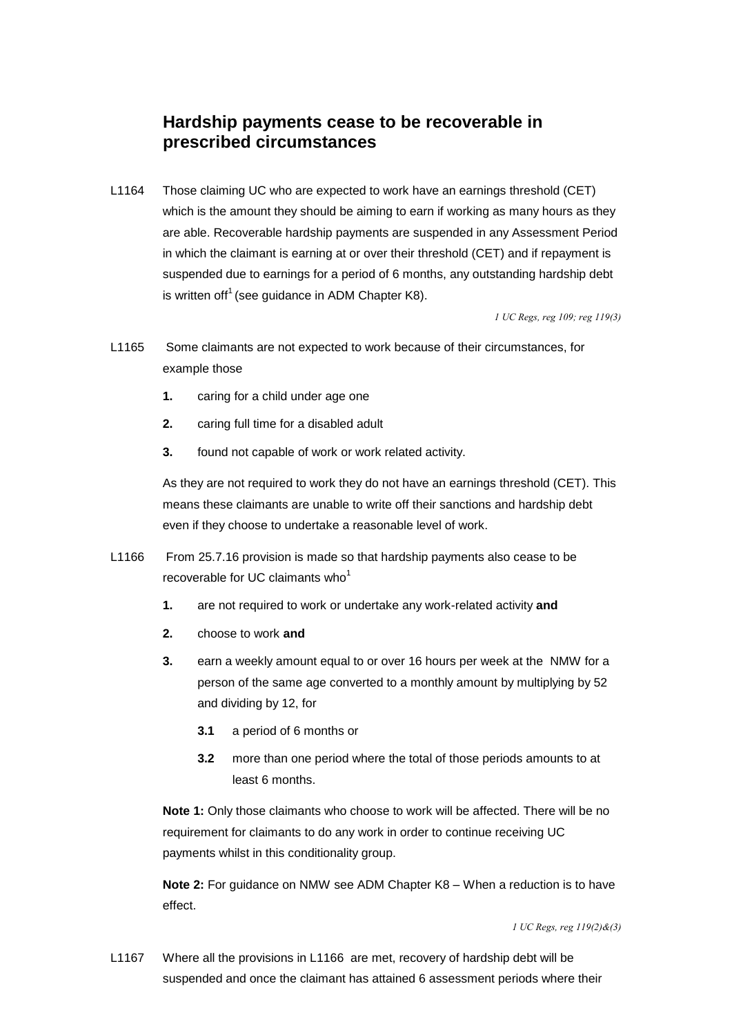## Hardship payments cease to be recoverable in prescribed circumstances

L1164 Those claiming UC who are expected to work have an earnings threshold (CET) which is the amount they should be aiming to earn if working as many hours as they are able. Recoverable hardship payments are suspended in any Assessment Period in which the claimant is earning at or over their threshold (CET) and if repayment is suspended due to earnings for a period of 6 months, any outstanding hardship debt is written off[1] (see guidance in ADM Chapter K8).

*1 UC Regs, reg 109; reg 119(3)*

L1165 Some claimants are not expected to work because of their circumstances, for example those

1. caring for a child under age one
2. caring full time for a disabled adult
3. found not capable of work or work related activity.

As they are not required to work they do not have an earnings threshold (CET). This means these claimants are unable to write off their sanctions and hardship debt even if they choose to undertake a reasonable level of work.

L1166 From 25.7.16 provision is made so that hardship payments also cease to be recoverable for UC claimants who[1]

1. are not required to work or undertake any work-related activity **and**
2. choose to work **and**
3. earn a weekly amount equal to or over 16 hours per week at the NMW for a person of the same age converted to a monthly amount by multiplying by 52 and dividing by 12, for
   - **3.1** a period of 6 months or
   - **3.2** more than one period where the total of those periods amounts to at least 6 months.

**Note 1:** Only those claimants who choose to work will be affected. There will be no requirement for claimants to do any work in order to continue receiving UC payments whilst in this conditionality group.

**Note 2:** For guidance on NMW see ADM Chapter K8 – When a reduction is to have effect.

*1 UC Regs, reg 119(2)&(3)*

L1167 Where all the provisions in L1166 are met, recovery of hardship debt will be suspended and once the claimant has attained 6 assessment periods where their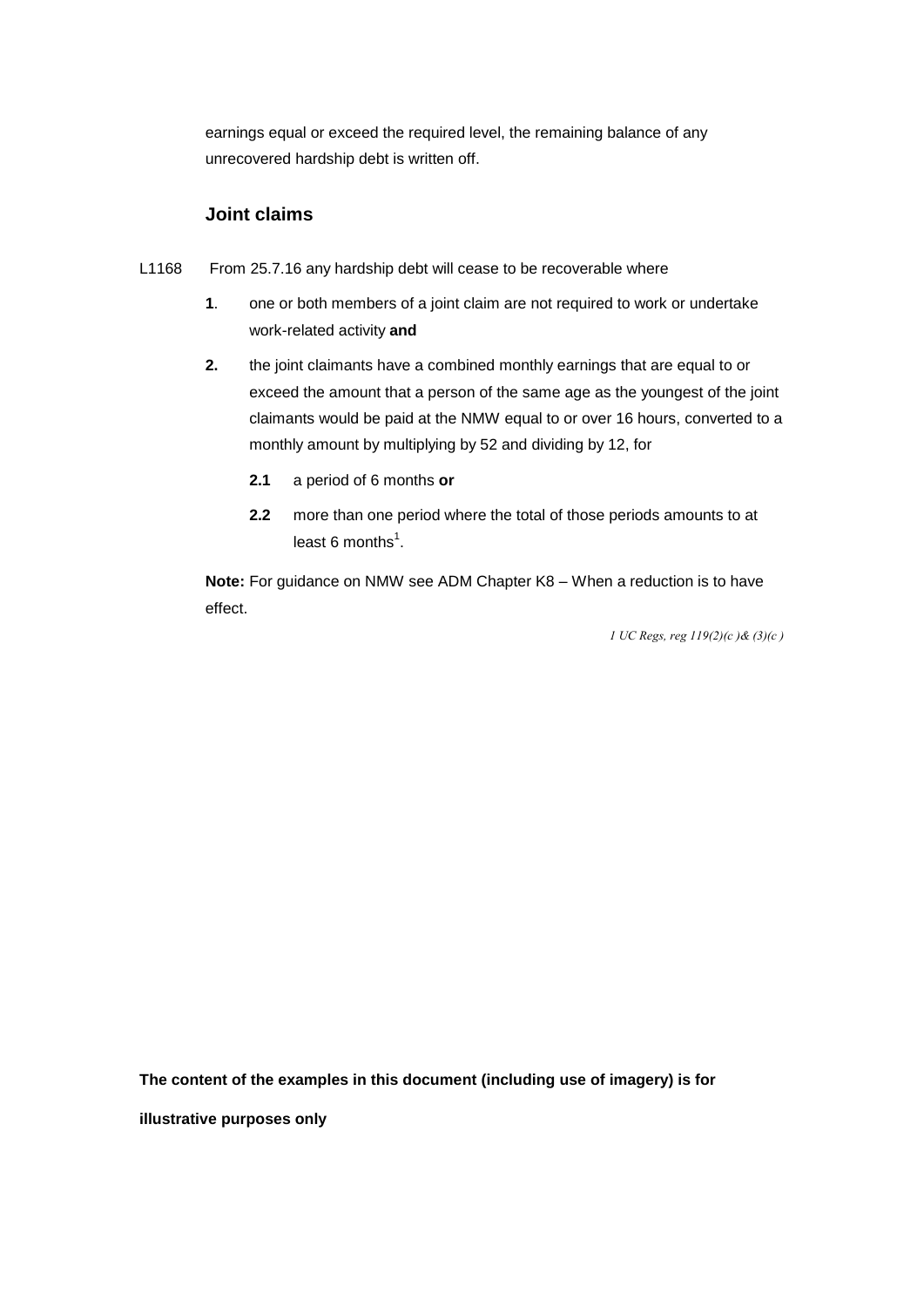earnings equal or exceed the required level, the remaining balance of any unrecovered hardship debt is written off.

### Joint claims

L1168 From 25.7.16 any hardship debt will cease to be recoverable where

**1**. one or both members of a joint claim are not required to work or undertake work-related activity **and**

**2.** the joint claimants have a combined monthly earnings that are equal to or exceed the amount that a person of the same age as the youngest of the joint claimants would be paid at the NMW equal to or over 16 hours, converted to a monthly amount by multiplying by 52 and dividing by 12, for

**2.1** a period of 6 months **or**

**2.2** more than one period where the total of those periods amounts to at least 6 months[1].

**Note:** For guidance on NMW see ADM Chapter K8 – When a reduction is to have effect.

*1 UC Regs, reg 119(2)(c )& (3)(c )*

**The content of the examples in this document (including use of imagery) is for illustrative purposes only**